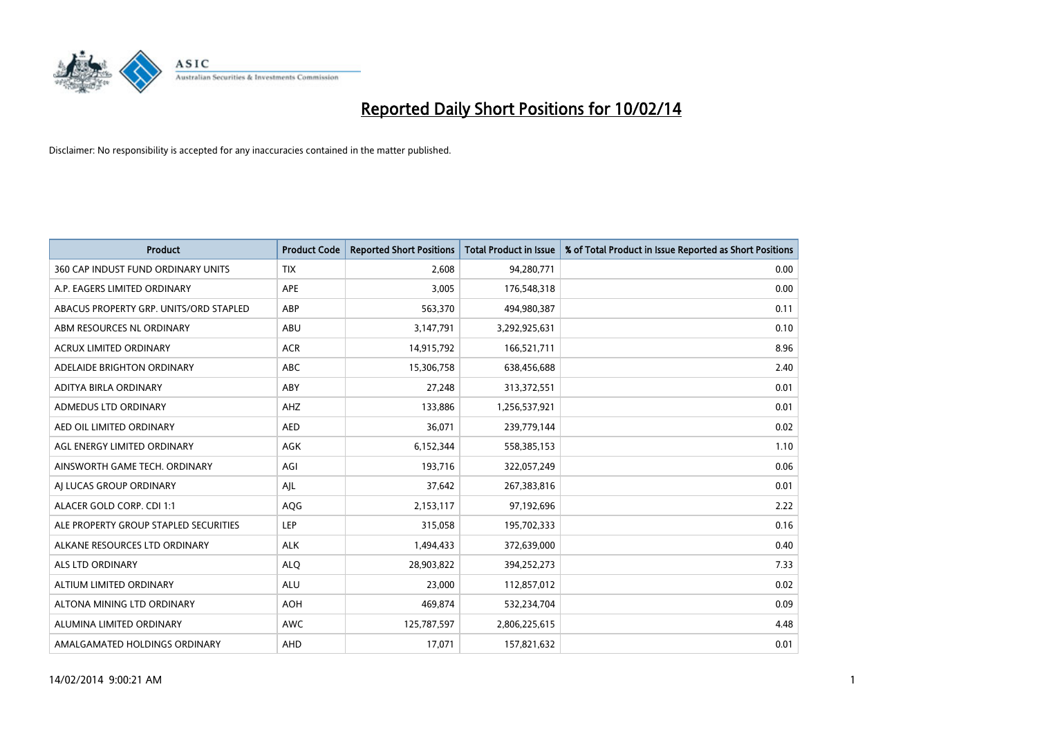# Reported Daily Short Positions for 10/02/14

Disclaimer: No responsibility is accepted for any inaccuracies contained in the matter published.

| Product | Product Code | Reported Short Positions | Total Product in Issue | % of Total Product in Issue Reported as Short Positions |
|---|---|---|---|---|
| 360 CAP INDUST FUND ORDINARY UNITS | TIX | 2,608 | 94,280,771 | 0.00 |
| A.P. EAGERS LIMITED ORDINARY | APE | 3,005 | 176,548,318 | 0.00 |
| ABACUS PROPERTY GRP. UNITS/ORD STAPLED | ABP | 563,370 | 494,980,387 | 0.11 |
| ABM RESOURCES NL ORDINARY | ABU | 3,147,791 | 3,292,925,631 | 0.10 |
| ACRUX LIMITED ORDINARY | ACR | 14,915,792 | 166,521,711 | 8.96 |
| ADELAIDE BRIGHTON ORDINARY | ABC | 15,306,758 | 638,456,688 | 2.40 |
| ADITYA BIRLA ORDINARY | ABY | 27,248 | 313,372,551 | 0.01 |
| ADMEDUS LTD ORDINARY | AHZ | 133,886 | 1,256,537,921 | 0.01 |
| AED OIL LIMITED ORDINARY | AED | 36,071 | 239,779,144 | 0.02 |
| AGL ENERGY LIMITED ORDINARY | AGK | 6,152,344 | 558,385,153 | 1.10 |
| AINSWORTH GAME TECH. ORDINARY | AGI | 193,716 | 322,057,249 | 0.06 |
| AJ LUCAS GROUP ORDINARY | AJL | 37,642 | 267,383,816 | 0.01 |
| ALACER GOLD CORP. CDI 1:1 | AQG | 2,153,117 | 97,192,696 | 2.22 |
| ALE PROPERTY GROUP STAPLED SECURITIES | LEP | 315,058 | 195,702,333 | 0.16 |
| ALKANE RESOURCES LTD ORDINARY | ALK | 1,494,433 | 372,639,000 | 0.40 |
| ALS LTD ORDINARY | ALQ | 28,903,822 | 394,252,273 | 7.33 |
| ALTIUM LIMITED ORDINARY | ALU | 23,000 | 112,857,012 | 0.02 |
| ALTONA MINING LTD ORDINARY | AOH | 469,874 | 532,234,704 | 0.09 |
| ALUMINA LIMITED ORDINARY | AWC | 125,787,597 | 2,806,225,615 | 4.48 |
| AMALGAMATED HOLDINGS ORDINARY | AHD | 17,071 | 157,821,632 | 0.01 |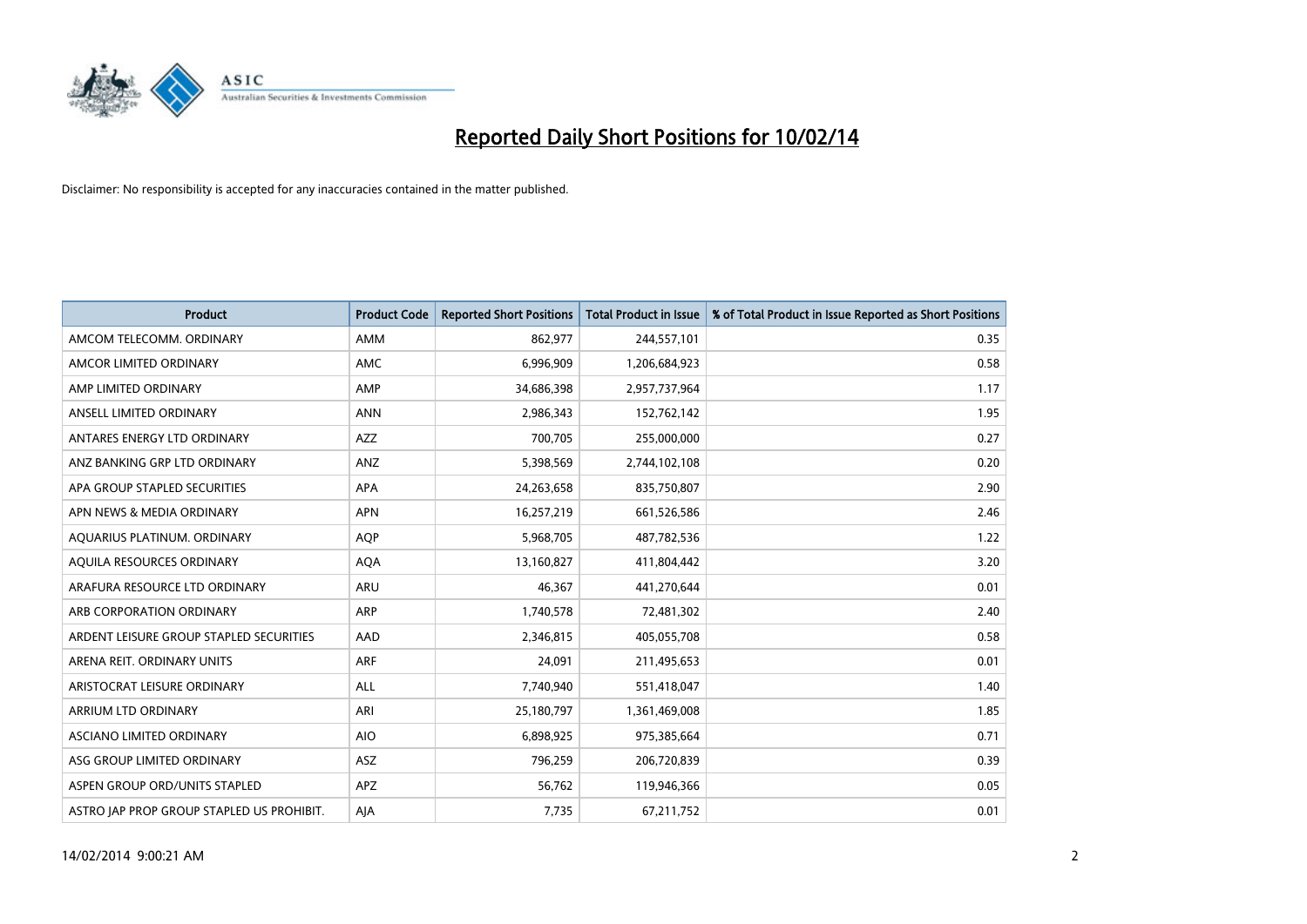# Reported Daily Short Positions for 10/02/14

Disclaimer: No responsibility is accepted for any inaccuracies contained in the matter published.

| Product | Product Code | Reported Short Positions | Total Product in Issue | % of Total Product in Issue Reported as Short Positions |
|---|---|---|---|---|
| AMCOM TELECOMM. ORDINARY | AMM | 862,977 | 244,557,101 | 0.35 |
| AMCOR LIMITED ORDINARY | AMC | 6,996,909 | 1,206,684,923 | 0.58 |
| AMP LIMITED ORDINARY | AMP | 34,686,398 | 2,957,737,964 | 1.17 |
| ANSELL LIMITED ORDINARY | ANN | 2,986,343 | 152,762,142 | 1.95 |
| ANTARES ENERGY LTD ORDINARY | AZZ | 700,705 | 255,000,000 | 0.27 |
| ANZ BANKING GRP LTD ORDINARY | ANZ | 5,398,569 | 2,744,102,108 | 0.20 |
| APA GROUP STAPLED SECURITIES | APA | 24,263,658 | 835,750,807 | 2.90 |
| APN NEWS & MEDIA ORDINARY | APN | 16,257,219 | 661,526,586 | 2.46 |
| AQUARIUS PLATINUM. ORDINARY | AQP | 5,968,705 | 487,782,536 | 1.22 |
| AQUILA RESOURCES ORDINARY | AQA | 13,160,827 | 411,804,442 | 3.20 |
| ARAFURA RESOURCE LTD ORDINARY | ARU | 46,367 | 441,270,644 | 0.01 |
| ARB CORPORATION ORDINARY | ARP | 1,740,578 | 72,481,302 | 2.40 |
| ARDENT LEISURE GROUP STAPLED SECURITIES | AAD | 2,346,815 | 405,055,708 | 0.58 |
| ARENA REIT. ORDINARY UNITS | ARF | 24,091 | 211,495,653 | 0.01 |
| ARISTOCRAT LEISURE ORDINARY | ALL | 7,740,940 | 551,418,047 | 1.40 |
| ARRIUM LTD ORDINARY | ARI | 25,180,797 | 1,361,469,008 | 1.85 |
| ASCIANO LIMITED ORDINARY | AIO | 6,898,925 | 975,385,664 | 0.71 |
| ASG GROUP LIMITED ORDINARY | ASZ | 796,259 | 206,720,839 | 0.39 |
| ASPEN GROUP ORD/UNITS STAPLED | APZ | 56,762 | 119,946,366 | 0.05 |
| ASTRO JAP PROP GROUP STAPLED US PROHIBIT. | AJA | 7,735 | 67,211,752 | 0.01 |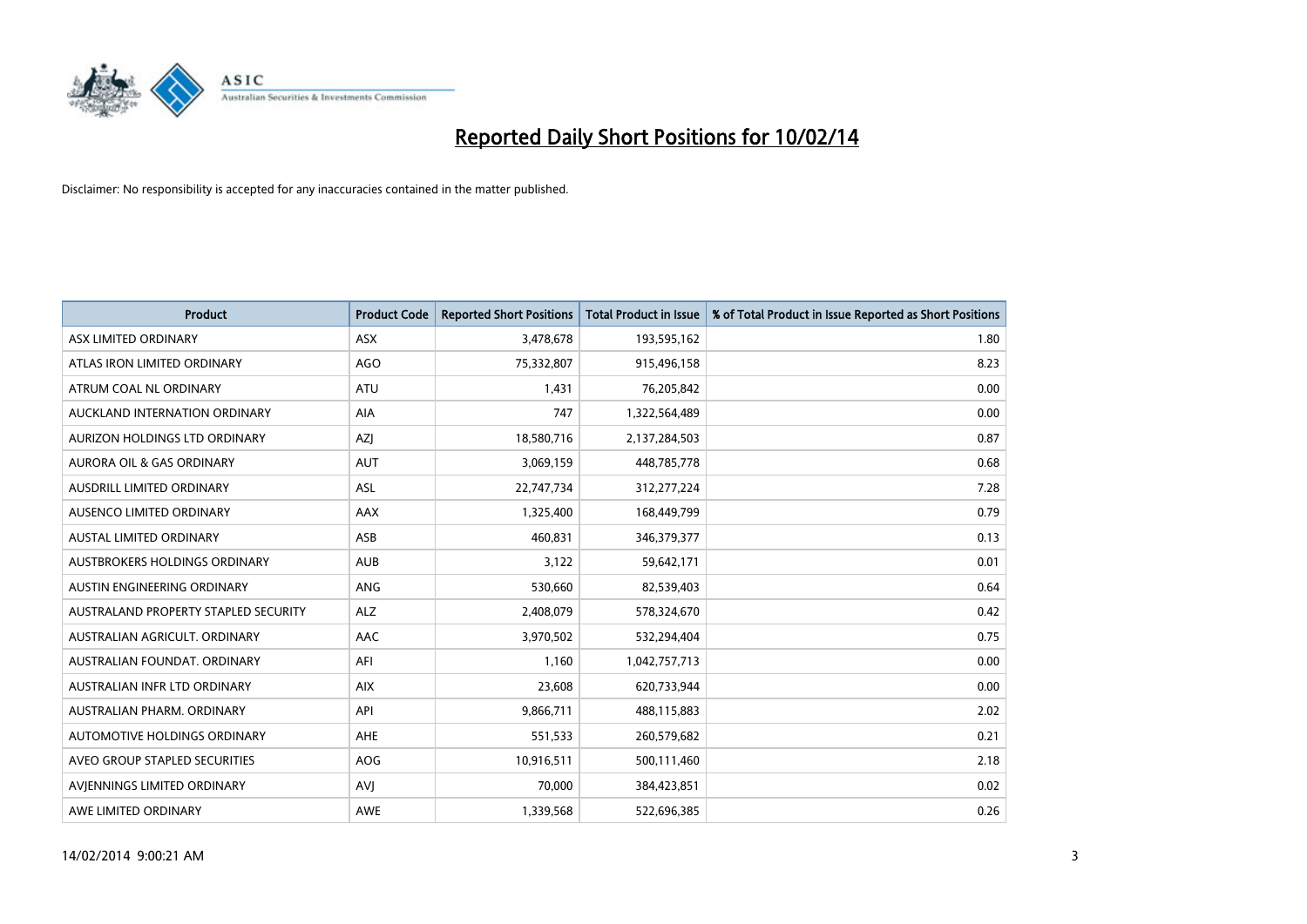# Reported Daily Short Positions for 10/02/14

Disclaimer: No responsibility is accepted for any inaccuracies contained in the matter published.

| Product | Product Code | Reported Short Positions | Total Product in Issue | % of Total Product in Issue Reported as Short Positions |
|---|---|---|---|---|
| ASX LIMITED ORDINARY | ASX | 3,478,678 | 193,595,162 | 1.80 |
| ATLAS IRON LIMITED ORDINARY | AGO | 75,332,807 | 915,496,158 | 8.23 |
| ATRUM COAL NL ORDINARY | ATU | 1,431 | 76,205,842 | 0.00 |
| AUCKLAND INTERNATION ORDINARY | AIA | 747 | 1,322,564,489 | 0.00 |
| AURIZON HOLDINGS LTD ORDINARY | AZJ | 18,580,716 | 2,137,284,503 | 0.87 |
| AURORA OIL & GAS ORDINARY | AUT | 3,069,159 | 448,785,778 | 0.68 |
| AUSDRILL LIMITED ORDINARY | ASL | 22,747,734 | 312,277,224 | 7.28 |
| AUSENCO LIMITED ORDINARY | AAX | 1,325,400 | 168,449,799 | 0.79 |
| AUSTAL LIMITED ORDINARY | ASB | 460,831 | 346,379,377 | 0.13 |
| AUSTBROKERS HOLDINGS ORDINARY | AUB | 3,122 | 59,642,171 | 0.01 |
| AUSTIN ENGINEERING ORDINARY | ANG | 530,660 | 82,539,403 | 0.64 |
| AUSTRALAND PROPERTY STAPLED SECURITY | ALZ | 2,408,079 | 578,324,670 | 0.42 |
| AUSTRALIAN AGRICULT. ORDINARY | AAC | 3,970,502 | 532,294,404 | 0.75 |
| AUSTRALIAN FOUNDAT. ORDINARY | AFI | 1,160 | 1,042,757,713 | 0.00 |
| AUSTRALIAN INFR LTD ORDINARY | AIX | 23,608 | 620,733,944 | 0.00 |
| AUSTRALIAN PHARM. ORDINARY | API | 9,866,711 | 488,115,883 | 2.02 |
| AUTOMOTIVE HOLDINGS ORDINARY | AHE | 551,533 | 260,579,682 | 0.21 |
| AVEO GROUP STAPLED SECURITIES | AOG | 10,916,511 | 500,111,460 | 2.18 |
| AVJENNINGS LIMITED ORDINARY | AVJ | 70,000 | 384,423,851 | 0.02 |
| AWE LIMITED ORDINARY | AWE | 1,339,568 | 522,696,385 | 0.26 |

14/02/2014 9:00:21 AM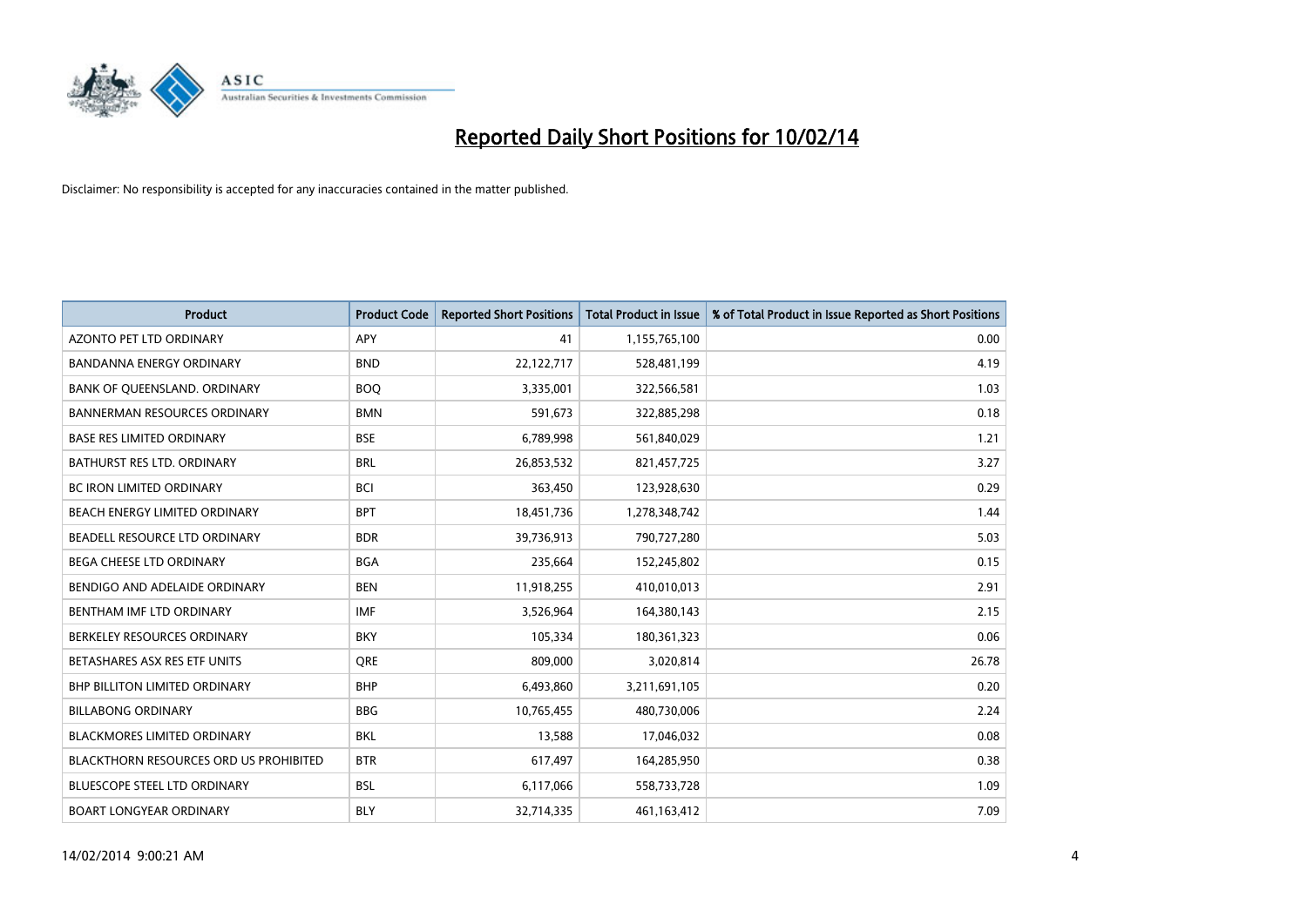# Reported Daily Short Positions for 10/02/14

Disclaimer: No responsibility is accepted for any inaccuracies contained in the matter published.

| Product | Product Code | Reported Short Positions | Total Product in Issue | % of Total Product in Issue Reported as Short Positions |
|---|---|---|---|---|
| AZONTO PET LTD ORDINARY | APY | 41 | 1,155,765,100 | 0.00 |
| BANDANNA ENERGY ORDINARY | BND | 22,122,717 | 528,481,199 | 4.19 |
| BANK OF QUEENSLAND. ORDINARY | BOQ | 3,335,001 | 322,566,581 | 1.03 |
| BANNERMAN RESOURCES ORDINARY | BMN | 591,673 | 322,885,298 | 0.18 |
| BASE RES LIMITED ORDINARY | BSE | 6,789,998 | 561,840,029 | 1.21 |
| BATHURST RES LTD. ORDINARY | BRL | 26,853,532 | 821,457,725 | 3.27 |
| BC IRON LIMITED ORDINARY | BCI | 363,450 | 123,928,630 | 0.29 |
| BEACH ENERGY LIMITED ORDINARY | BPT | 18,451,736 | 1,278,348,742 | 1.44 |
| BEADELL RESOURCE LTD ORDINARY | BDR | 39,736,913 | 790,727,280 | 5.03 |
| BEGA CHEESE LTD ORDINARY | BGA | 235,664 | 152,245,802 | 0.15 |
| BENDIGO AND ADELAIDE ORDINARY | BEN | 11,918,255 | 410,010,013 | 2.91 |
| BENTHAM IMF LTD ORDINARY | IMF | 3,526,964 | 164,380,143 | 2.15 |
| BERKELEY RESOURCES ORDINARY | BKY | 105,334 | 180,361,323 | 0.06 |
| BETASHARES ASX RES ETF UNITS | QRE | 809,000 | 3,020,814 | 26.78 |
| BHP BILLITON LIMITED ORDINARY | BHP | 6,493,860 | 3,211,691,105 | 0.20 |
| BILLABONG ORDINARY | BBG | 10,765,455 | 480,730,006 | 2.24 |
| BLACKMORES LIMITED ORDINARY | BKL | 13,588 | 17,046,032 | 0.08 |
| BLACKTHORN RESOURCES ORD US PROHIBITED | BTR | 617,497 | 164,285,950 | 0.38 |
| BLUESCOPE STEEL LTD ORDINARY | BSL | 6,117,066 | 558,733,728 | 1.09 |
| BOART LONGYEAR ORDINARY | BLY | 32,714,335 | 461,163,412 | 7.09 |

14/02/2014 9:00:21 AM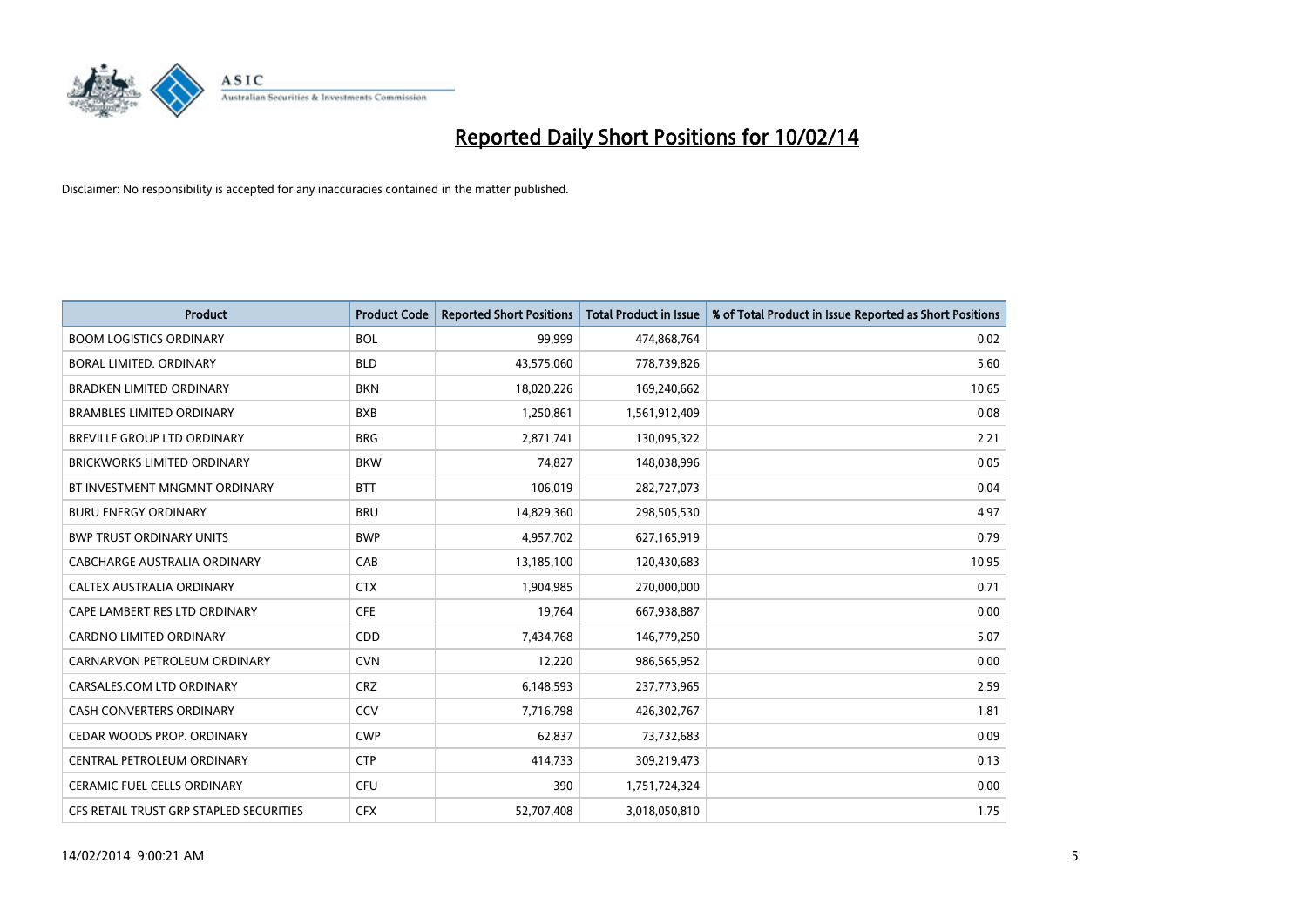# Reported Daily Short Positions for 10/02/14

Disclaimer: No responsibility is accepted for any inaccuracies contained in the matter published.

| Product | Product Code | Reported Short Positions | Total Product in Issue | % of Total Product in Issue Reported as Short Positions |
| --- | --- | --- | --- | --- |
| BOOM LOGISTICS ORDINARY | BOL | 99,999 | 474,868,764 | 0.02 |
| BORAL LIMITED. ORDINARY | BLD | 43,575,060 | 778,739,826 | 5.60 |
| BRADKEN LIMITED ORDINARY | BKN | 18,020,226 | 169,240,662 | 10.65 |
| BRAMBLES LIMITED ORDINARY | BXB | 1,250,861 | 1,561,912,409 | 0.08 |
| BREVILLE GROUP LTD ORDINARY | BRG | 2,871,741 | 130,095,322 | 2.21 |
| BRICKWORKS LIMITED ORDINARY | BKW | 74,827 | 148,038,996 | 0.05 |
| BT INVESTMENT MNGMNT ORDINARY | BTT | 106,019 | 282,727,073 | 0.04 |
| BURU ENERGY ORDINARY | BRU | 14,829,360 | 298,505,530 | 4.97 |
| BWP TRUST ORDINARY UNITS | BWP | 4,957,702 | 627,165,919 | 0.79 |
| CABCHARGE AUSTRALIA ORDINARY | CAB | 13,185,100 | 120,430,683 | 10.95 |
| CALTEX AUSTRALIA ORDINARY | CTX | 1,904,985 | 270,000,000 | 0.71 |
| CAPE LAMBERT RES LTD ORDINARY | CFE | 19,764 | 667,938,887 | 0.00 |
| CARDNO LIMITED ORDINARY | CDD | 7,434,768 | 146,779,250 | 5.07 |
| CARNARVON PETROLEUM ORDINARY | CVN | 12,220 | 986,565,952 | 0.00 |
| CARSALES.COM LTD ORDINARY | CRZ | 6,148,593 | 237,773,965 | 2.59 |
| CASH CONVERTERS ORDINARY | CCV | 7,716,798 | 426,302,767 | 1.81 |
| CEDAR WOODS PROP. ORDINARY | CWP | 62,837 | 73,732,683 | 0.09 |
| CENTRAL PETROLEUM ORDINARY | CTP | 414,733 | 309,219,473 | 0.13 |
| CERAMIC FUEL CELLS ORDINARY | CFU | 390 | 1,751,724,324 | 0.00 |
| CFS RETAIL TRUST GRP STAPLED SECURITIES | CFX | 52,707,408 | 3,018,050,810 | 1.75 |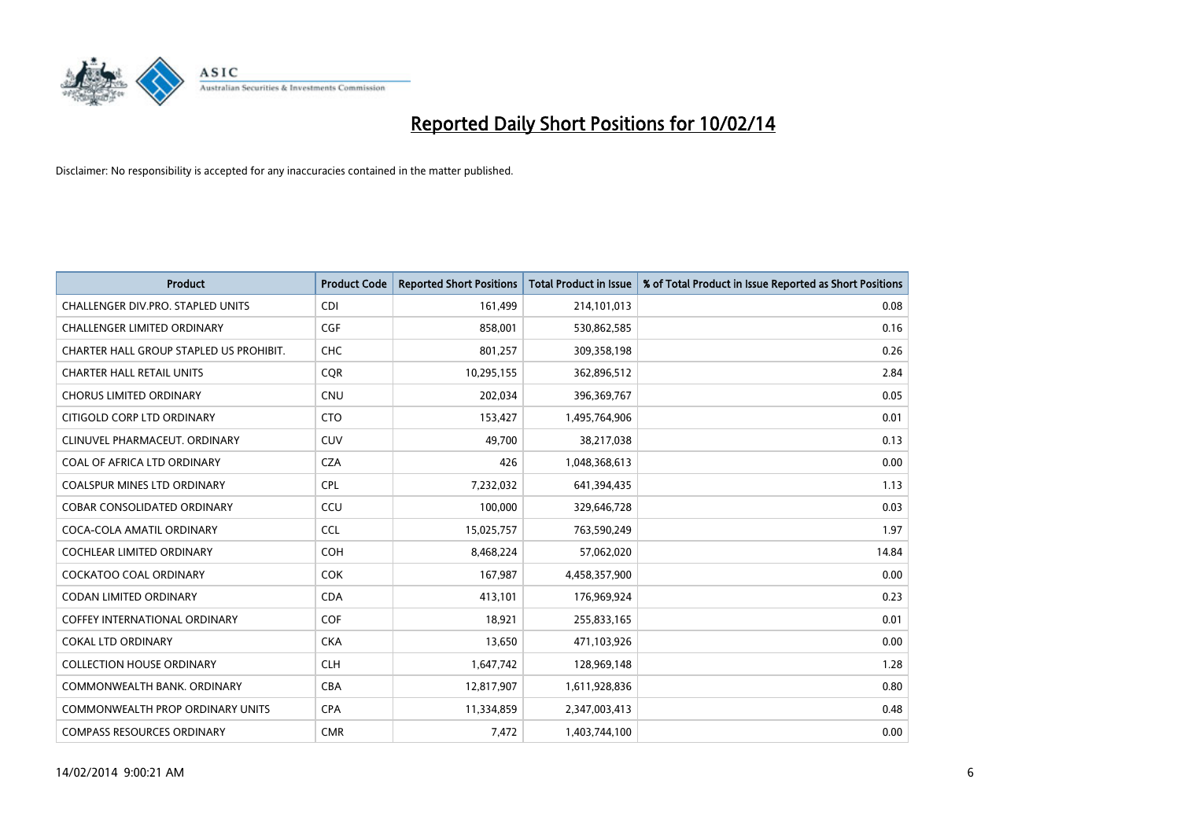# Reported Daily Short Positions for 10/02/14

Disclaimer: No responsibility is accepted for any inaccuracies contained in the matter published.

| Product | Product Code | Reported Short Positions | Total Product in Issue | % of Total Product in Issue Reported as Short Positions |
|---|---|---|---|---|
| CHALLENGER DIV.PRO. STAPLED UNITS | CDI | 161,499 | 214,101,013 | 0.08 |
| CHALLENGER LIMITED ORDINARY | CGF | 858,001 | 530,862,585 | 0.16 |
| CHARTER HALL GROUP STAPLED US PROHIBIT. | CHC | 801,257 | 309,358,198 | 0.26 |
| CHARTER HALL RETAIL UNITS | CQR | 10,295,155 | 362,896,512 | 2.84 |
| CHORUS LIMITED ORDINARY | CNU | 202,034 | 396,369,767 | 0.05 |
| CITIGOLD CORP LTD ORDINARY | CTO | 153,427 | 1,495,764,906 | 0.01 |
| CLINUVEL PHARMACEUT. ORDINARY | CUV | 49,700 | 38,217,038 | 0.13 |
| COAL OF AFRICA LTD ORDINARY | CZA | 426 | 1,048,368,613 | 0.00 |
| COALSPUR MINES LTD ORDINARY | CPL | 7,232,032 | 641,394,435 | 1.13 |
| COBAR CONSOLIDATED ORDINARY | CCU | 100,000 | 329,646,728 | 0.03 |
| COCA-COLA AMATIL ORDINARY | CCL | 15,025,757 | 763,590,249 | 1.97 |
| COCHLEAR LIMITED ORDINARY | COH | 8,468,224 | 57,062,020 | 14.84 |
| COCKATOO COAL ORDINARY | COK | 167,987 | 4,458,357,900 | 0.00 |
| CODAN LIMITED ORDINARY | CDA | 413,101 | 176,969,924 | 0.23 |
| COFFEY INTERNATIONAL ORDINARY | COF | 18,921 | 255,833,165 | 0.01 |
| COKAL LTD ORDINARY | CKA | 13,650 | 471,103,926 | 0.00 |
| COLLECTION HOUSE ORDINARY | CLH | 1,647,742 | 128,969,148 | 1.28 |
| COMMONWEALTH BANK. ORDINARY | CBA | 12,817,907 | 1,611,928,836 | 0.80 |
| COMMONWEALTH PROP ORDINARY UNITS | CPA | 11,334,859 | 2,347,003,413 | 0.48 |
| COMPASS RESOURCES ORDINARY | CMR | 7,472 | 1,403,744,100 | 0.00 |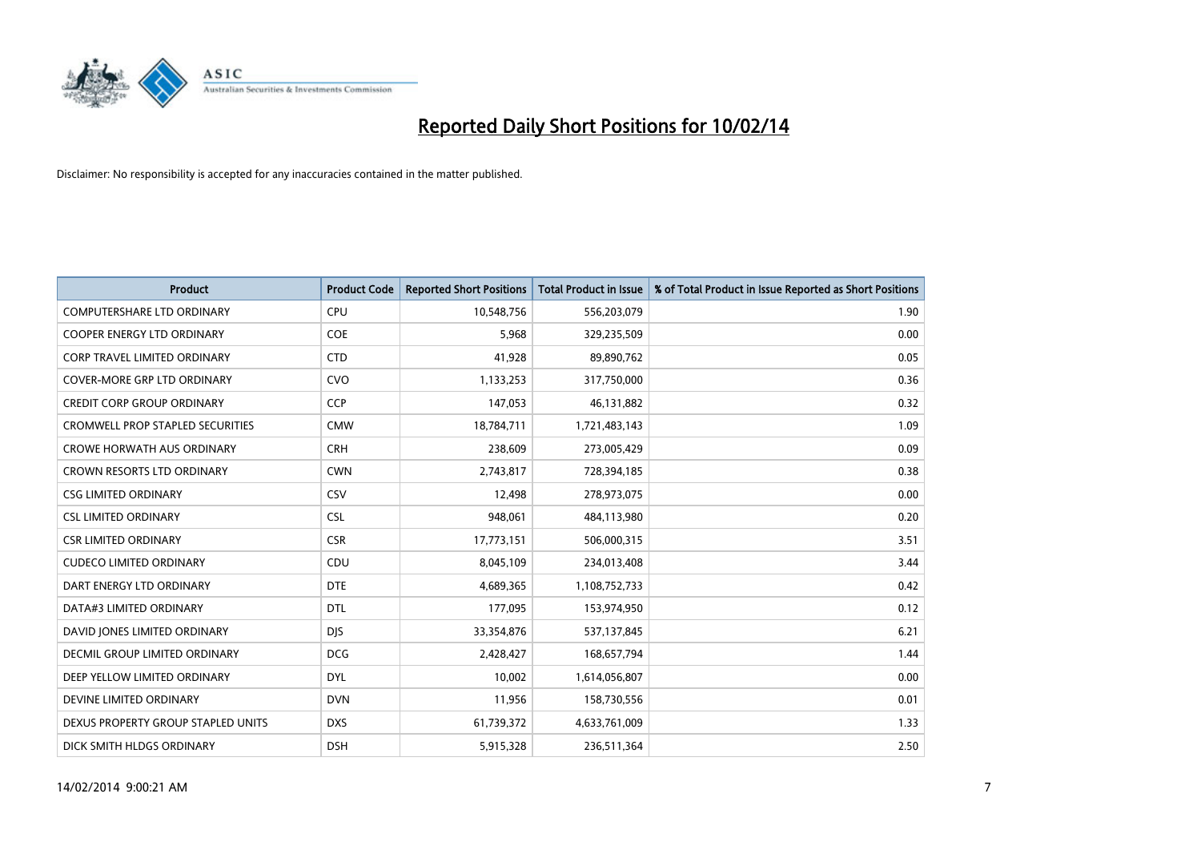# Reported Daily Short Positions for 10/02/14

Disclaimer: No responsibility is accepted for any inaccuracies contained in the matter published.

| Product | Product Code | Reported Short Positions | Total Product in Issue | % of Total Product in Issue Reported as Short Positions |
|---|---|---|---|---|
| COMPUTERSHARE LTD ORDINARY | CPU | 10,548,756 | 556,203,079 | 1.90 |
| COOPER ENERGY LTD ORDINARY | COE | 5,968 | 329,235,509 | 0.00 |
| CORP TRAVEL LIMITED ORDINARY | CTD | 41,928 | 89,890,762 | 0.05 |
| COVER-MORE GRP LTD ORDINARY | CVO | 1,133,253 | 317,750,000 | 0.36 |
| CREDIT CORP GROUP ORDINARY | CCP | 147,053 | 46,131,882 | 0.32 |
| CROMWELL PROP STAPLED SECURITIES | CMW | 18,784,711 | 1,721,483,143 | 1.09 |
| CROWE HORWATH AUS ORDINARY | CRH | 238,609 | 273,005,429 | 0.09 |
| CROWN RESORTS LTD ORDINARY | CWN | 2,743,817 | 728,394,185 | 0.38 |
| CSG LIMITED ORDINARY | CSV | 12,498 | 278,973,075 | 0.00 |
| CSL LIMITED ORDINARY | CSL | 948,061 | 484,113,980 | 0.20 |
| CSR LIMITED ORDINARY | CSR | 17,773,151 | 506,000,315 | 3.51 |
| CUDECO LIMITED ORDINARY | CDU | 8,045,109 | 234,013,408 | 3.44 |
| DART ENERGY LTD ORDINARY | DTE | 4,689,365 | 1,108,752,733 | 0.42 |
| DATA#3 LIMITED ORDINARY | DTL | 177,095 | 153,974,950 | 0.12 |
| DAVID JONES LIMITED ORDINARY | DJS | 33,354,876 | 537,137,845 | 6.21 |
| DECMIL GROUP LIMITED ORDINARY | DCG | 2,428,427 | 168,657,794 | 1.44 |
| DEEP YELLOW LIMITED ORDINARY | DYL | 10,002 | 1,614,056,807 | 0.00 |
| DEVINE LIMITED ORDINARY | DVN | 11,956 | 158,730,556 | 0.01 |
| DEXUS PROPERTY GROUP STAPLED UNITS | DXS | 61,739,372 | 4,633,761,009 | 1.33 |
| DICK SMITH HLDGS ORDINARY | DSH | 5,915,328 | 236,511,364 | 2.50 |

14/02/2014 9:00:21 AM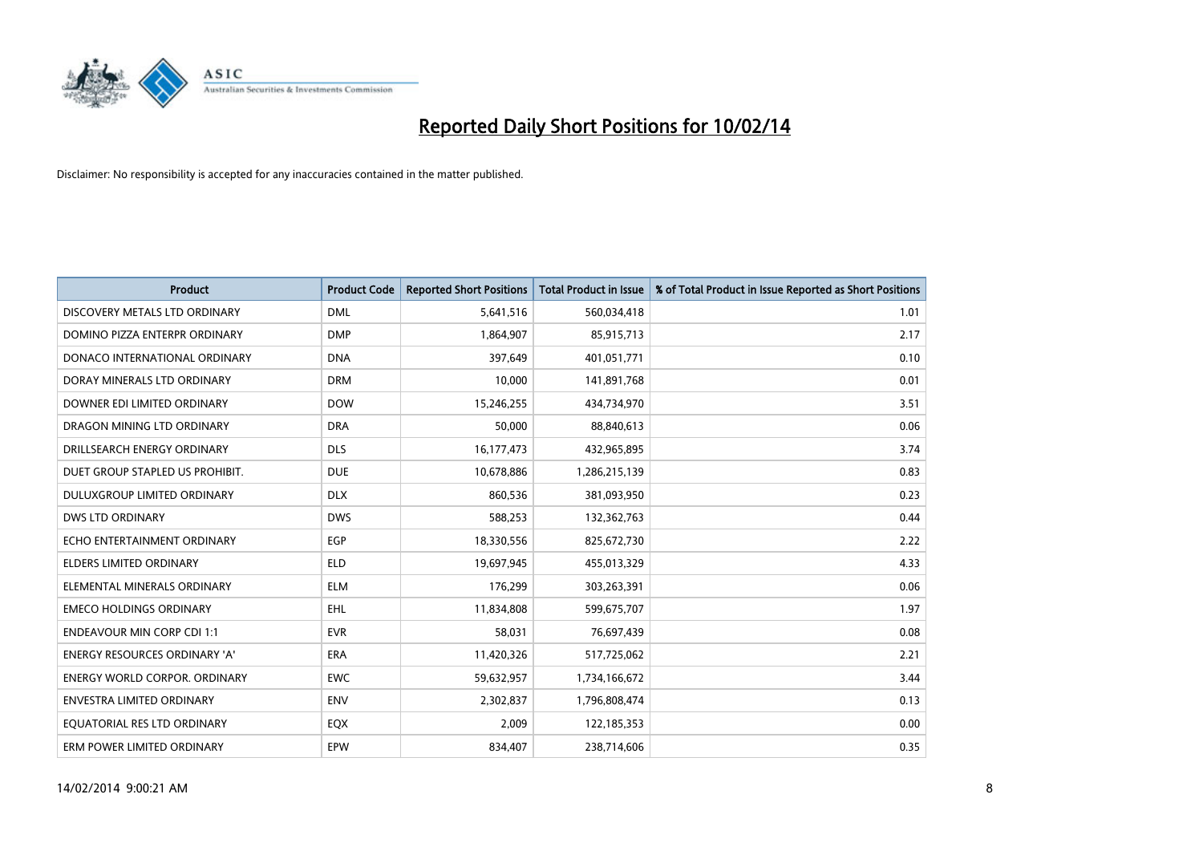# Reported Daily Short Positions for 10/02/14

Disclaimer: No responsibility is accepted for any inaccuracies contained in the matter published.

| Product | Product Code | Reported Short Positions | Total Product in Issue | % of Total Product in Issue Reported as Short Positions |
|---|---|---|---|---|
| DISCOVERY METALS LTD ORDINARY | DML | 5,641,516 | 560,034,418 | 1.01 |
| DOMINO PIZZA ENTERPR ORDINARY | DMP | 1,864,907 | 85,915,713 | 2.17 |
| DONACO INTERNATIONAL ORDINARY | DNA | 397,649 | 401,051,771 | 0.10 |
| DORAY MINERALS LTD ORDINARY | DRM | 10,000 | 141,891,768 | 0.01 |
| DOWNER EDI LIMITED ORDINARY | DOW | 15,246,255 | 434,734,970 | 3.51 |
| DRAGON MINING LTD ORDINARY | DRA | 50,000 | 88,840,613 | 0.06 |
| DRILLSEARCH ENERGY ORDINARY | DLS | 16,177,473 | 432,965,895 | 3.74 |
| DUET GROUP STAPLED US PROHIBIT. | DUE | 10,678,886 | 1,286,215,139 | 0.83 |
| DULUXGROUP LIMITED ORDINARY | DLX | 860,536 | 381,093,950 | 0.23 |
| DWS LTD ORDINARY | DWS | 588,253 | 132,362,763 | 0.44 |
| ECHO ENTERTAINMENT ORDINARY | EGP | 18,330,556 | 825,672,730 | 2.22 |
| ELDERS LIMITED ORDINARY | ELD | 19,697,945 | 455,013,329 | 4.33 |
| ELEMENTAL MINERALS ORDINARY | ELM | 176,299 | 303,263,391 | 0.06 |
| EMECO HOLDINGS ORDINARY | EHL | 11,834,808 | 599,675,707 | 1.97 |
| ENDEAVOUR MIN CORP CDI 1:1 | EVR | 58,031 | 76,697,439 | 0.08 |
| ENERGY RESOURCES ORDINARY 'A' | ERA | 11,420,326 | 517,725,062 | 2.21 |
| ENERGY WORLD CORPOR. ORDINARY | EWC | 59,632,957 | 1,734,166,672 | 3.44 |
| ENVESTRA LIMITED ORDINARY | ENV | 2,302,837 | 1,796,808,474 | 0.13 |
| EQUATORIAL RES LTD ORDINARY | EQX | 2,009 | 122,185,353 | 0.00 |
| ERM POWER LIMITED ORDINARY | EPW | 834,407 | 238,714,606 | 0.35 |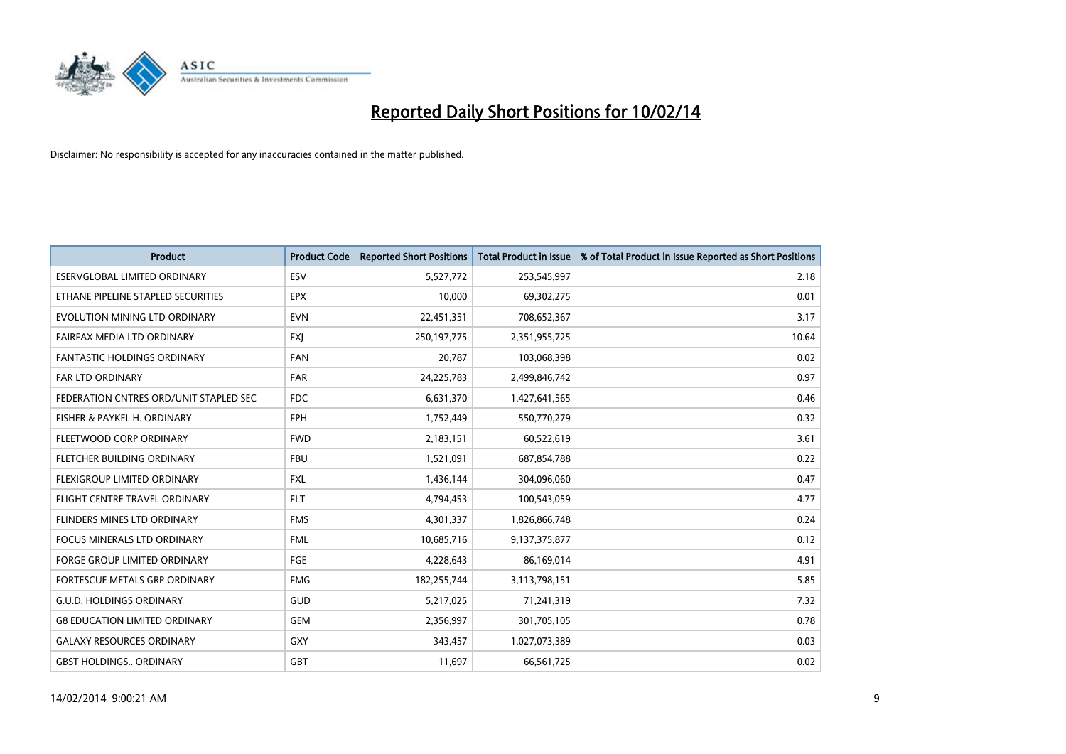# Reported Daily Short Positions for 10/02/14

Disclaimer: No responsibility is accepted for any inaccuracies contained in the matter published.

| Product | Product Code | Reported Short Positions | Total Product in Issue | % of Total Product in Issue Reported as Short Positions |
|---|---|---|---|---|
| ESERVGLOBAL LIMITED ORDINARY | ESV | 5,527,772 | 253,545,997 | 2.18 |
| ETHANE PIPELINE STAPLED SECURITIES | EPX | 10,000 | 69,302,275 | 0.01 |
| EVOLUTION MINING LTD ORDINARY | EVN | 22,451,351 | 708,652,367 | 3.17 |
| FAIRFAX MEDIA LTD ORDINARY | FXJ | 250,197,775 | 2,351,955,725 | 10.64 |
| FANTASTIC HOLDINGS ORDINARY | FAN | 20,787 | 103,068,398 | 0.02 |
| FAR LTD ORDINARY | FAR | 24,225,783 | 2,499,846,742 | 0.97 |
| FEDERATION CNTRES ORD/UNIT STAPLED SEC | FDC | 6,631,370 | 1,427,641,565 | 0.46 |
| FISHER & PAYKEL H. ORDINARY | FPH | 1,752,449 | 550,770,279 | 0.32 |
| FLEETWOOD CORP ORDINARY | FWD | 2,183,151 | 60,522,619 | 3.61 |
| FLETCHER BUILDING ORDINARY | FBU | 1,521,091 | 687,854,788 | 0.22 |
| FLEXIGROUP LIMITED ORDINARY | FXL | 1,436,144 | 304,096,060 | 0.47 |
| FLIGHT CENTRE TRAVEL ORDINARY | FLT | 4,794,453 | 100,543,059 | 4.77 |
| FLINDERS MINES LTD ORDINARY | FMS | 4,301,337 | 1,826,866,748 | 0.24 |
| FOCUS MINERALS LTD ORDINARY | FML | 10,685,716 | 9,137,375,877 | 0.12 |
| FORGE GROUP LIMITED ORDINARY | FGE | 4,228,643 | 86,169,014 | 4.91 |
| FORTESCUE METALS GRP ORDINARY | FMG | 182,255,744 | 3,113,798,151 | 5.85 |
| G.U.D. HOLDINGS ORDINARY | GUD | 5,217,025 | 71,241,319 | 7.32 |
| G8 EDUCATION LIMITED ORDINARY | GEM | 2,356,997 | 301,705,105 | 0.78 |
| GALAXY RESOURCES ORDINARY | GXY | 343,457 | 1,027,073,389 | 0.03 |
| GBST HOLDINGS.. ORDINARY | GBT | 11,697 | 66,561,725 | 0.02 |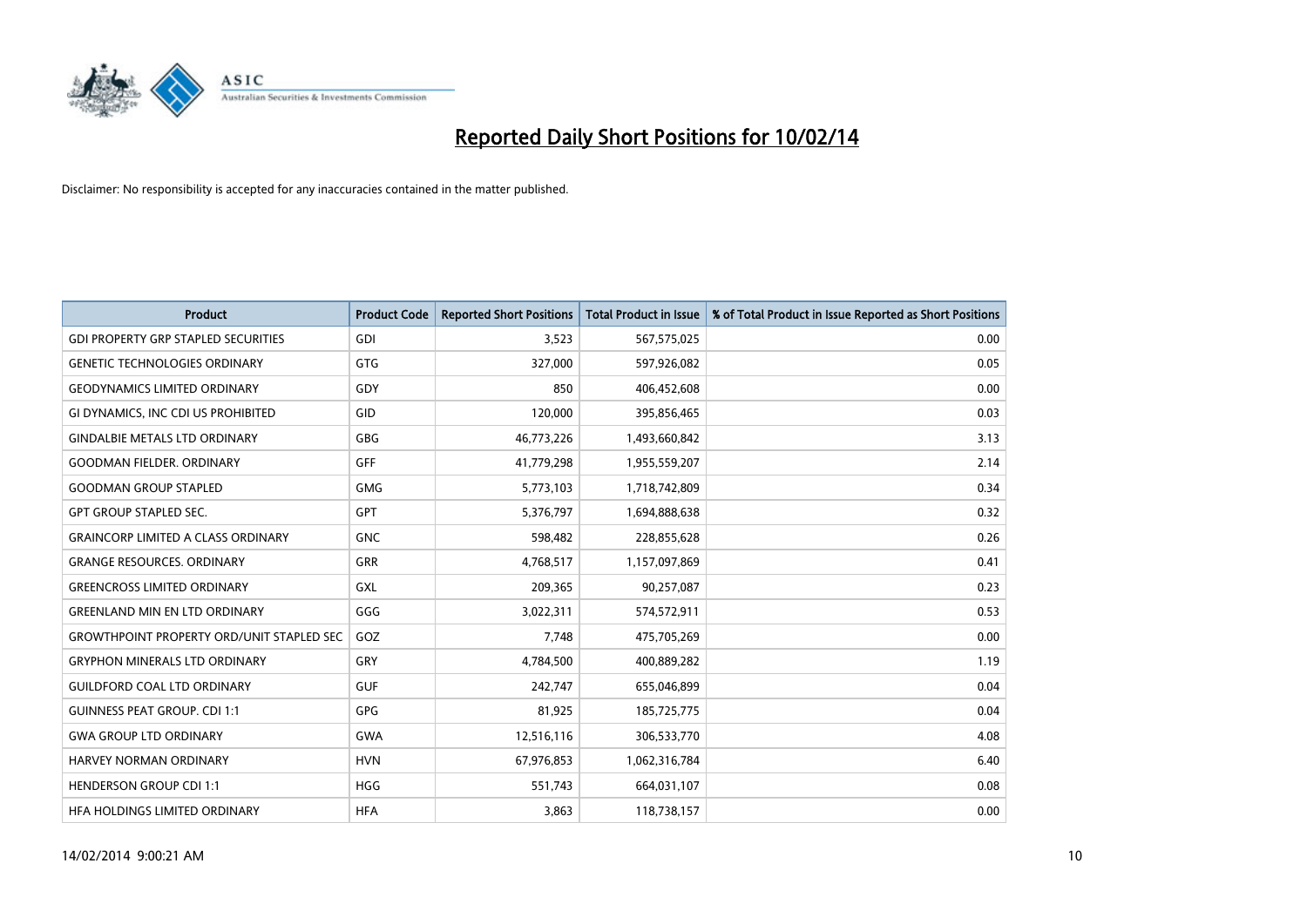# Reported Daily Short Positions for 10/02/14

Disclaimer: No responsibility is accepted for any inaccuracies contained in the matter published.

| Product | Product Code | Reported Short Positions | Total Product in Issue | % of Total Product in Issue Reported as Short Positions |
|---|---|---|---|---|
| GDI PROPERTY GRP STAPLED SECURITIES | GDI | 3,523 | 567,575,025 | 0.00 |
| GENETIC TECHNOLOGIES ORDINARY | GTG | 327,000 | 597,926,082 | 0.05 |
| GEODYNAMICS LIMITED ORDINARY | GDY | 850 | 406,452,608 | 0.00 |
| GI DYNAMICS, INC CDI US PROHIBITED | GID | 120,000 | 395,856,465 | 0.03 |
| GINDALBIE METALS LTD ORDINARY | GBG | 46,773,226 | 1,493,660,842 | 3.13 |
| GOODMAN FIELDER. ORDINARY | GFF | 41,779,298 | 1,955,559,207 | 2.14 |
| GOODMAN GROUP STAPLED | GMG | 5,773,103 | 1,718,742,809 | 0.34 |
| GPT GROUP STAPLED SEC. | GPT | 5,376,797 | 1,694,888,638 | 0.32 |
| GRAINCORP LIMITED A CLASS ORDINARY | GNC | 598,482 | 228,855,628 | 0.26 |
| GRANGE RESOURCES. ORDINARY | GRR | 4,768,517 | 1,157,097,869 | 0.41 |
| GREENCROSS LIMITED ORDINARY | GXL | 209,365 | 90,257,087 | 0.23 |
| GREENLAND MIN EN LTD ORDINARY | GGG | 3,022,311 | 574,572,911 | 0.53 |
| GROWTHPOINT PROPERTY ORD/UNIT STAPLED SEC | GOZ | 7,748 | 475,705,269 | 0.00 |
| GRYPHON MINERALS LTD ORDINARY | GRY | 4,784,500 | 400,889,282 | 1.19 |
| GUILDFORD COAL LTD ORDINARY | GUF | 242,747 | 655,046,899 | 0.04 |
| GUINNESS PEAT GROUP. CDI 1:1 | GPG | 81,925 | 185,725,775 | 0.04 |
| GWA GROUP LTD ORDINARY | GWA | 12,516,116 | 306,533,770 | 4.08 |
| HARVEY NORMAN ORDINARY | HVN | 67,976,853 | 1,062,316,784 | 6.40 |
| HENDERSON GROUP CDI 1:1 | HGG | 551,743 | 664,031,107 | 0.08 |
| HFA HOLDINGS LIMITED ORDINARY | HFA | 3,863 | 118,738,157 | 0.00 |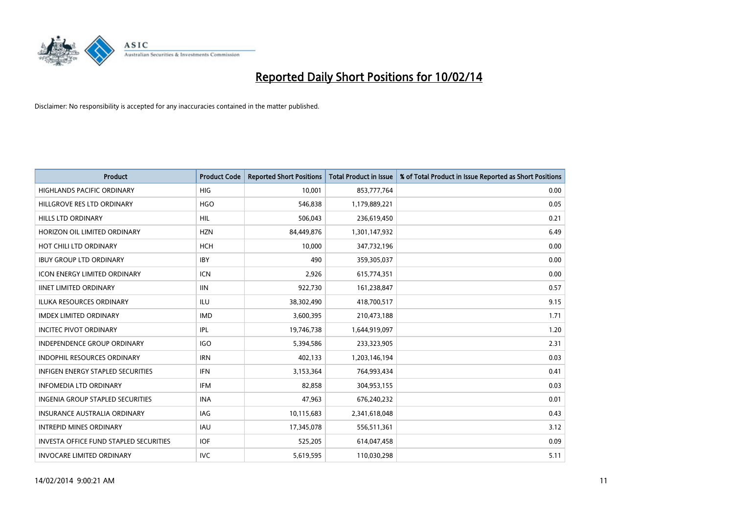# Reported Daily Short Positions for 10/02/14

Disclaimer: No responsibility is accepted for any inaccuracies contained in the matter published.

| Product | Product Code | Reported Short Positions | Total Product in Issue | % of Total Product in Issue Reported as Short Positions |
|---|---|---|---|---|
| HIGHLANDS PACIFIC ORDINARY | HIG | 10,001 | 853,777,764 | 0.00 |
| HILLGROVE RES LTD ORDINARY | HGO | 546,838 | 1,179,889,221 | 0.05 |
| HILLS LTD ORDINARY | HIL | 506,043 | 236,619,450 | 0.21 |
| HORIZON OIL LIMITED ORDINARY | HZN | 84,449,876 | 1,301,147,932 | 6.49 |
| HOT CHILI LTD ORDINARY | HCH | 10,000 | 347,732,196 | 0.00 |
| IBUY GROUP LTD ORDINARY | IBY | 490 | 359,305,037 | 0.00 |
| ICON ENERGY LIMITED ORDINARY | ICN | 2,926 | 615,774,351 | 0.00 |
| IINET LIMITED ORDINARY | IIN | 922,730 | 161,238,847 | 0.57 |
| ILUKA RESOURCES ORDINARY | ILU | 38,302,490 | 418,700,517 | 9.15 |
| IMDEX LIMITED ORDINARY | IMD | 3,600,395 | 210,473,188 | 1.71 |
| INCITEC PIVOT ORDINARY | IPL | 19,746,738 | 1,644,919,097 | 1.20 |
| INDEPENDENCE GROUP ORDINARY | IGO | 5,394,586 | 233,323,905 | 2.31 |
| INDOPHIL RESOURCES ORDINARY | IRN | 402,133 | 1,203,146,194 | 0.03 |
| INFIGEN ENERGY STAPLED SECURITIES | IFN | 3,153,364 | 764,993,434 | 0.41 |
| INFOMEDIA LTD ORDINARY | IFM | 82,858 | 304,953,155 | 0.03 |
| INGENIA GROUP STAPLED SECURITIES | INA | 47,963 | 676,240,232 | 0.01 |
| INSURANCE AUSTRALIA ORDINARY | IAG | 10,115,683 | 2,341,618,048 | 0.43 |
| INTREPID MINES ORDINARY | IAU | 17,345,078 | 556,511,361 | 3.12 |
| INVESTA OFFICE FUND STAPLED SECURITIES | IOF | 525,205 | 614,047,458 | 0.09 |
| INVOCARE LIMITED ORDINARY | IVC | 5,619,595 | 110,030,298 | 5.11 |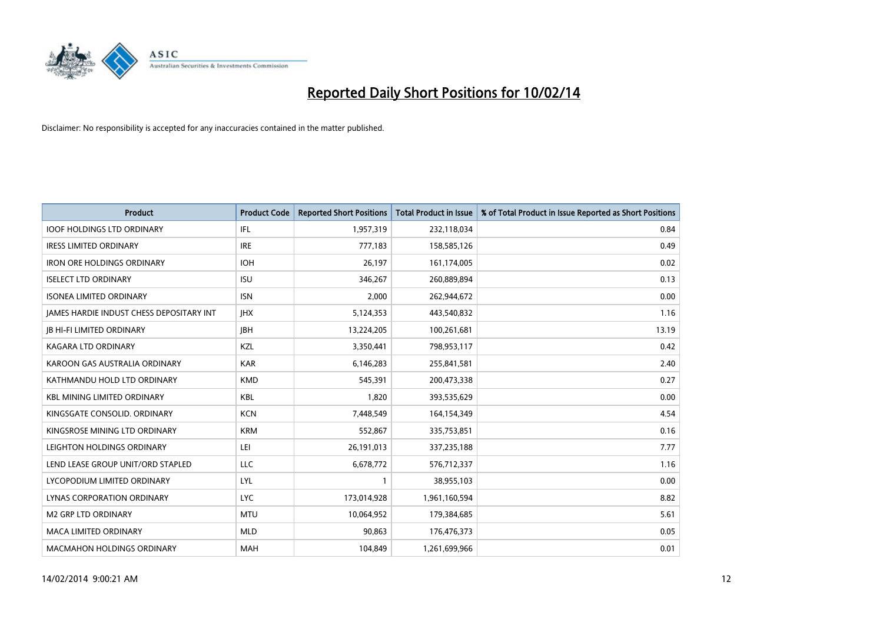# Reported Daily Short Positions for 10/02/14

Disclaimer: No responsibility is accepted for any inaccuracies contained in the matter published.

| Product | Product Code | Reported Short Positions | Total Product in Issue | % of Total Product in Issue Reported as Short Positions |
|---|---|---|---|---|
| IOOF HOLDINGS LTD ORDINARY | IFL | 1,957,319 | 232,118,034 | 0.84 |
| IRESS LIMITED ORDINARY | IRE | 777,183 | 158,585,126 | 0.49 |
| IRON ORE HOLDINGS ORDINARY | IOH | 26,197 | 161,174,005 | 0.02 |
| ISELECT LTD ORDINARY | ISU | 346,267 | 260,889,894 | 0.13 |
| ISONEA LIMITED ORDINARY | ISN | 2,000 | 262,944,672 | 0.00 |
| JAMES HARDIE INDUST CHESS DEPOSITARY INT | JHX | 5,124,353 | 443,540,832 | 1.16 |
| JB HI-FI LIMITED ORDINARY | JBH | 13,224,205 | 100,261,681 | 13.19 |
| KAGARA LTD ORDINARY | KZL | 3,350,441 | 798,953,117 | 0.42 |
| KAROON GAS AUSTRALIA ORDINARY | KAR | 6,146,283 | 255,841,581 | 2.40 |
| KATHMANDU HOLD LTD ORDINARY | KMD | 545,391 | 200,473,338 | 0.27 |
| KBL MINING LIMITED ORDINARY | KBL | 1,820 | 393,535,629 | 0.00 |
| KINGSGATE CONSOLID. ORDINARY | KCN | 7,448,549 | 164,154,349 | 4.54 |
| KINGSROSE MINING LTD ORDINARY | KRM | 552,867 | 335,753,851 | 0.16 |
| LEIGHTON HOLDINGS ORDINARY | LEI | 26,191,013 | 337,235,188 | 7.77 |
| LEND LEASE GROUP UNIT/ORD STAPLED | LLC | 6,678,772 | 576,712,337 | 1.16 |
| LYCOPODIUM LIMITED ORDINARY | LYL | 1 | 38,955,103 | 0.00 |
| LYNAS CORPORATION ORDINARY | LYC | 173,014,928 | 1,961,160,594 | 8.82 |
| M2 GRP LTD ORDINARY | MTU | 10,064,952 | 179,384,685 | 5.61 |
| MACA LIMITED ORDINARY | MLD | 90,863 | 176,476,373 | 0.05 |
| MACMAHON HOLDINGS ORDINARY | MAH | 104,849 | 1,261,699,966 | 0.01 |

14/02/2014 9:00:21 AM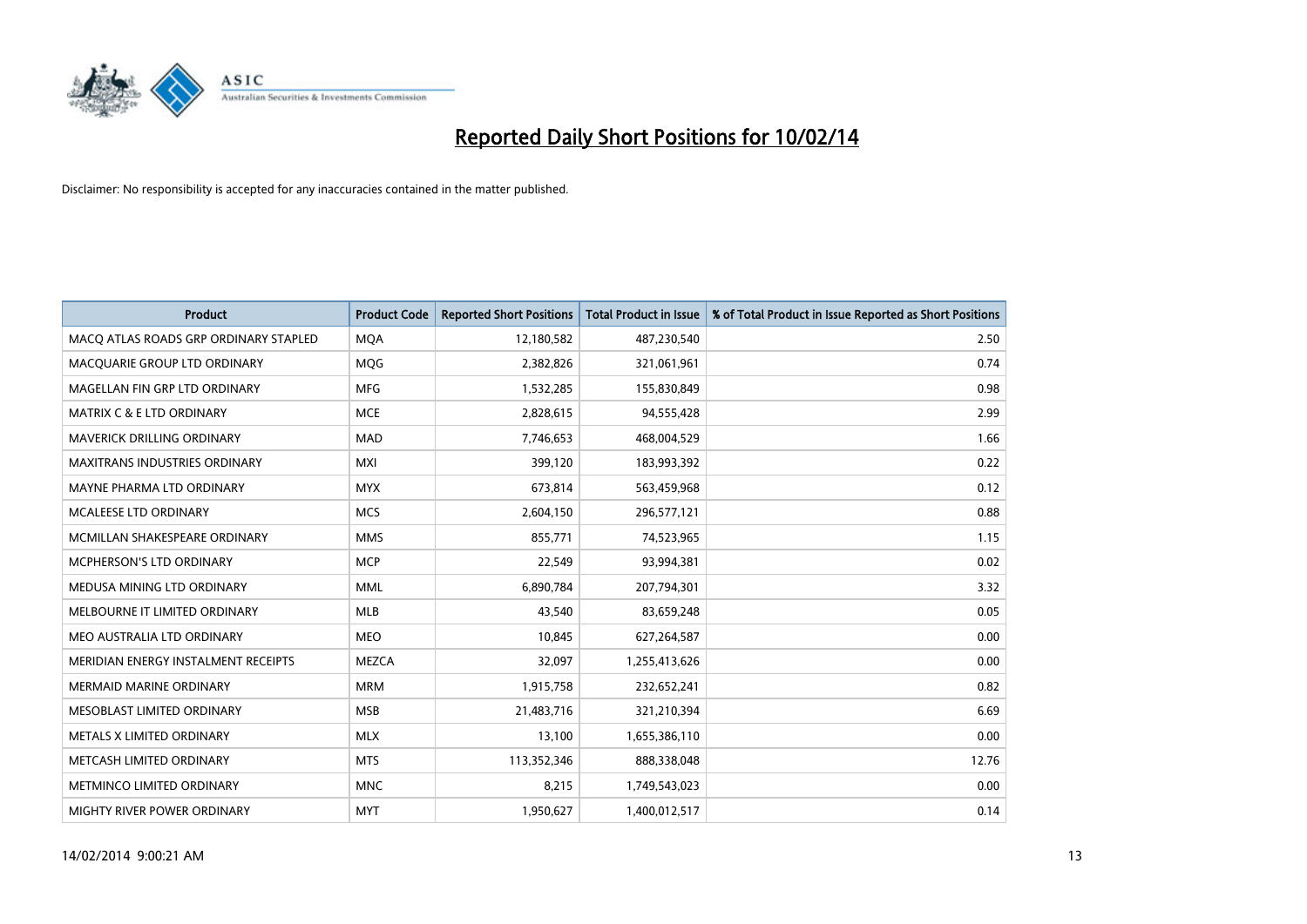# Reported Daily Short Positions for 10/02/14

Disclaimer: No responsibility is accepted for any inaccuracies contained in the matter published.

| Product | Product Code | Reported Short Positions | Total Product in Issue | % of Total Product in Issue Reported as Short Positions |
|---|---|---|---|---|
| MACQ ATLAS ROADS GRP ORDINARY STAPLED | MQA | 12,180,582 | 487,230,540 | 2.50 |
| MACQUARIE GROUP LTD ORDINARY | MQG | 2,382,826 | 321,061,961 | 0.74 |
| MAGELLAN FIN GRP LTD ORDINARY | MFG | 1,532,285 | 155,830,849 | 0.98 |
| MATRIX C & E LTD ORDINARY | MCE | 2,828,615 | 94,555,428 | 2.99 |
| MAVERICK DRILLING ORDINARY | MAD | 7,746,653 | 468,004,529 | 1.66 |
| MAXITRANS INDUSTRIES ORDINARY | MXI | 399,120 | 183,993,392 | 0.22 |
| MAYNE PHARMA LTD ORDINARY | MYX | 673,814 | 563,459,968 | 0.12 |
| MCALEESE LTD ORDINARY | MCS | 2,604,150 | 296,577,121 | 0.88 |
| MCMILLAN SHAKESPEARE ORDINARY | MMS | 855,771 | 74,523,965 | 1.15 |
| MCPHERSON'S LTD ORDINARY | MCP | 22,549 | 93,994,381 | 0.02 |
| MEDUSA MINING LTD ORDINARY | MML | 6,890,784 | 207,794,301 | 3.32 |
| MELBOURNE IT LIMITED ORDINARY | MLB | 43,540 | 83,659,248 | 0.05 |
| MEO AUSTRALIA LTD ORDINARY | MEO | 10,845 | 627,264,587 | 0.00 |
| MERIDIAN ENERGY INSTALMENT RECEIPTS | MEZCA | 32,097 | 1,255,413,626 | 0.00 |
| MERMAID MARINE ORDINARY | MRM | 1,915,758 | 232,652,241 | 0.82 |
| MESOBLAST LIMITED ORDINARY | MSB | 21,483,716 | 321,210,394 | 6.69 |
| METALS X LIMITED ORDINARY | MLX | 13,100 | 1,655,386,110 | 0.00 |
| METCASH LIMITED ORDINARY | MTS | 113,352,346 | 888,338,048 | 12.76 |
| METMINCO LIMITED ORDINARY | MNC | 8,215 | 1,749,543,023 | 0.00 |
| MIGHTY RIVER POWER ORDINARY | MYT | 1,950,627 | 1,400,012,517 | 0.14 |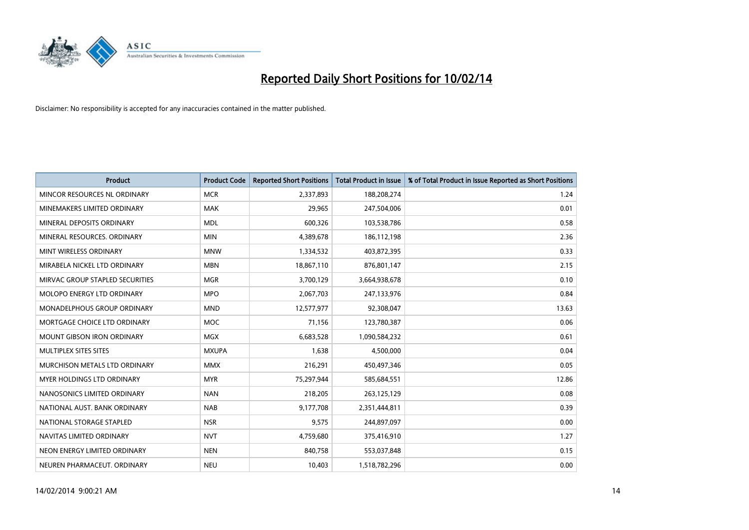# Reported Daily Short Positions for 10/02/14

Disclaimer: No responsibility is accepted for any inaccuracies contained in the matter published.

| Product | Product Code | Reported Short Positions | Total Product in Issue | % of Total Product in Issue Reported as Short Positions |
|---|---|---|---|---|
| MINCOR RESOURCES NL ORDINARY | MCR | 2,337,893 | 188,208,274 | 1.24 |
| MINEMAKERS LIMITED ORDINARY | MAK | 29,965 | 247,504,006 | 0.01 |
| MINERAL DEPOSITS ORDINARY | MDL | 600,326 | 103,538,786 | 0.58 |
| MINERAL RESOURCES. ORDINARY | MIN | 4,389,678 | 186,112,198 | 2.36 |
| MINT WIRELESS ORDINARY | MNW | 1,334,532 | 403,872,395 | 0.33 |
| MIRABELA NICKEL LTD ORDINARY | MBN | 18,867,110 | 876,801,147 | 2.15 |
| MIRVAC GROUP STAPLED SECURITIES | MGR | 3,700,129 | 3,664,938,678 | 0.10 |
| MOLOPO ENERGY LTD ORDINARY | MPO | 2,067,703 | 247,133,976 | 0.84 |
| MONADELPHOUS GROUP ORDINARY | MND | 12,577,977 | 92,308,047 | 13.63 |
| MORTGAGE CHOICE LTD ORDINARY | MOC | 71,156 | 123,780,387 | 0.06 |
| MOUNT GIBSON IRON ORDINARY | MGX | 6,683,528 | 1,090,584,232 | 0.61 |
| MULTIPLEX SITES SITES | MXUPA | 1,638 | 4,500,000 | 0.04 |
| MURCHISON METALS LTD ORDINARY | MMX | 216,291 | 450,497,346 | 0.05 |
| MYER HOLDINGS LTD ORDINARY | MYR | 75,297,944 | 585,684,551 | 12.86 |
| NANOSONICS LIMITED ORDINARY | NAN | 218,205 | 263,125,129 | 0.08 |
| NATIONAL AUST. BANK ORDINARY | NAB | 9,177,708 | 2,351,444,811 | 0.39 |
| NATIONAL STORAGE STAPLED | NSR | 9,575 | 244,897,097 | 0.00 |
| NAVITAS LIMITED ORDINARY | NVT | 4,759,680 | 375,416,910 | 1.27 |
| NEON ENERGY LIMITED ORDINARY | NEN | 840,758 | 553,037,848 | 0.15 |
| NEUREN PHARMACEUT. ORDINARY | NEU | 10,403 | 1,518,782,296 | 0.00 |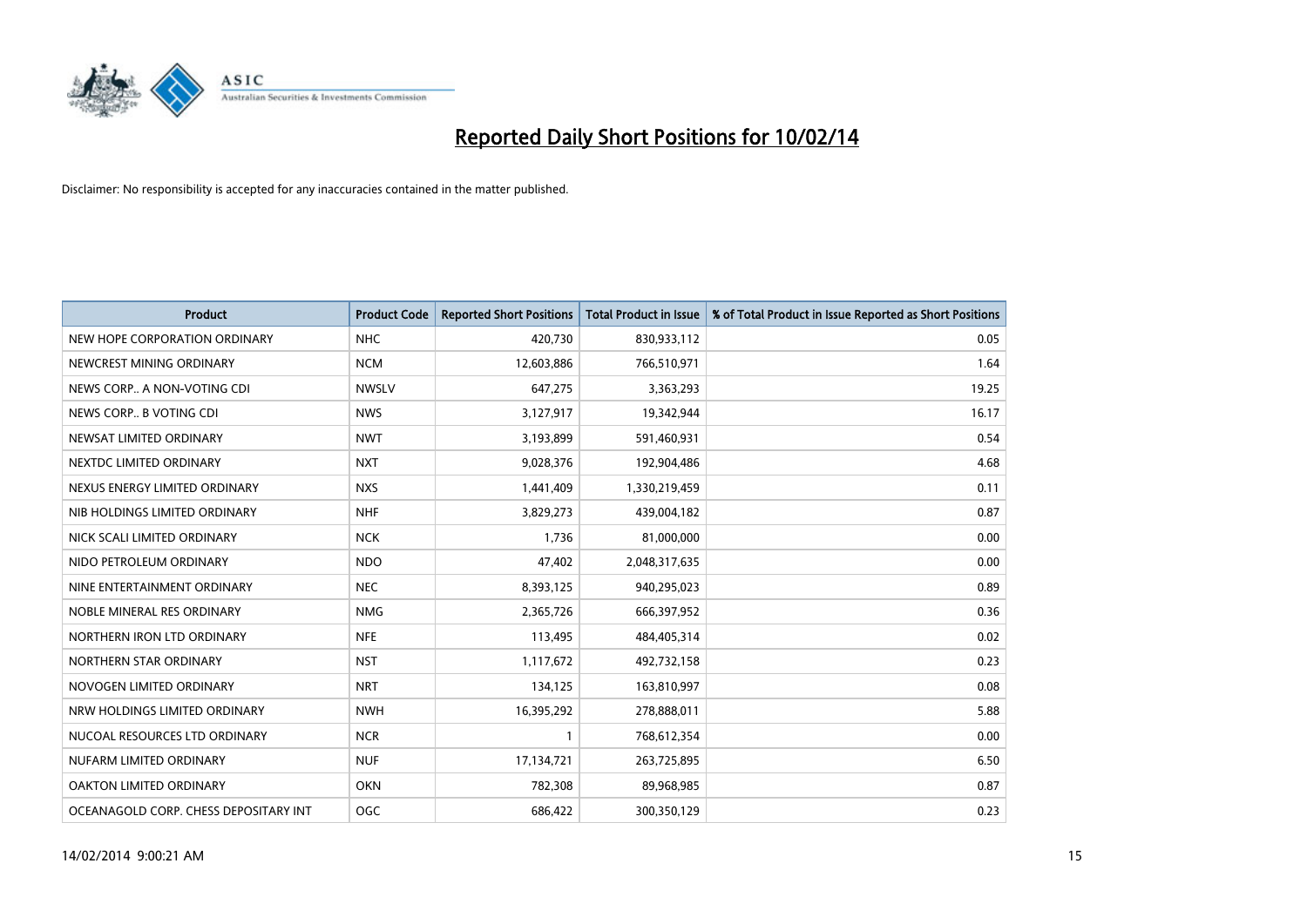# Reported Daily Short Positions for 10/02/14

Disclaimer: No responsibility is accepted for any inaccuracies contained in the matter published.

| Product | Product Code | Reported Short Positions | Total Product in Issue | % of Total Product in Issue Reported as Short Positions |
|---|---|---|---|---|
| NEW HOPE CORPORATION ORDINARY | NHC | 420,730 | 830,933,112 | 0.05 |
| NEWCREST MINING ORDINARY | NCM | 12,603,886 | 766,510,971 | 1.64 |
| NEWS CORP.. A NON-VOTING CDI | NWSLV | 647,275 | 3,363,293 | 19.25 |
| NEWS CORP.. B VOTING CDI | NWS | 3,127,917 | 19,342,944 | 16.17 |
| NEWSAT LIMITED ORDINARY | NWT | 3,193,899 | 591,460,931 | 0.54 |
| NEXTDC LIMITED ORDINARY | NXT | 9,028,376 | 192,904,486 | 4.68 |
| NEXUS ENERGY LIMITED ORDINARY | NXS | 1,441,409 | 1,330,219,459 | 0.11 |
| NIB HOLDINGS LIMITED ORDINARY | NHF | 3,829,273 | 439,004,182 | 0.87 |
| NICK SCALI LIMITED ORDINARY | NCK | 1,736 | 81,000,000 | 0.00 |
| NIDO PETROLEUM ORDINARY | NDO | 47,402 | 2,048,317,635 | 0.00 |
| NINE ENTERTAINMENT ORDINARY | NEC | 8,393,125 | 940,295,023 | 0.89 |
| NOBLE MINERAL RES ORDINARY | NMG | 2,365,726 | 666,397,952 | 0.36 |
| NORTHERN IRON LTD ORDINARY | NFE | 113,495 | 484,405,314 | 0.02 |
| NORTHERN STAR ORDINARY | NST | 1,117,672 | 492,732,158 | 0.23 |
| NOVOGEN LIMITED ORDINARY | NRT | 134,125 | 163,810,997 | 0.08 |
| NRW HOLDINGS LIMITED ORDINARY | NWH | 16,395,292 | 278,888,011 | 5.88 |
| NUCOAL RESOURCES LTD ORDINARY | NCR | 1 | 768,612,354 | 0.00 |
| NUFARM LIMITED ORDINARY | NUF | 17,134,721 | 263,725,895 | 6.50 |
| OAKTON LIMITED ORDINARY | OKN | 782,308 | 89,968,985 | 0.87 |
| OCEANAGOLD CORP. CHESS DEPOSITARY INT | OGC | 686,422 | 300,350,129 | 0.23 |

14/02/2014 9:00:21 AM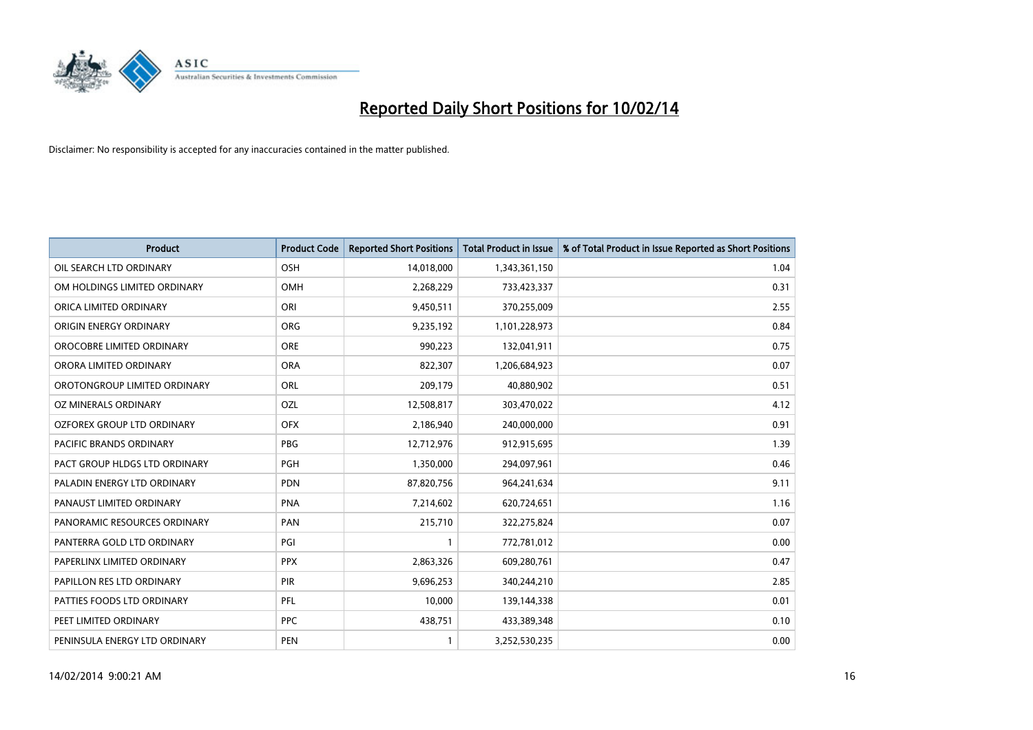# Reported Daily Short Positions for 10/02/14

Disclaimer: No responsibility is accepted for any inaccuracies contained in the matter published.

| Product | Product Code | Reported Short Positions | Total Product in Issue | % of Total Product in Issue Reported as Short Positions |
|---|---|---|---|---|
| OIL SEARCH LTD ORDINARY | OSH | 14,018,000 | 1,343,361,150 | 1.04 |
| OM HOLDINGS LIMITED ORDINARY | OMH | 2,268,229 | 733,423,337 | 0.31 |
| ORICA LIMITED ORDINARY | ORI | 9,450,511 | 370,255,009 | 2.55 |
| ORIGIN ENERGY ORDINARY | ORG | 9,235,192 | 1,101,228,973 | 0.84 |
| OROCOBRE LIMITED ORDINARY | ORE | 990,223 | 132,041,911 | 0.75 |
| ORORA LIMITED ORDINARY | ORA | 822,307 | 1,206,684,923 | 0.07 |
| OROTONGROUP LIMITED ORDINARY | ORL | 209,179 | 40,880,902 | 0.51 |
| OZ MINERALS ORDINARY | OZL | 12,508,817 | 303,470,022 | 4.12 |
| OZFOREX GROUP LTD ORDINARY | OFX | 2,186,940 | 240,000,000 | 0.91 |
| PACIFIC BRANDS ORDINARY | PBG | 12,712,976 | 912,915,695 | 1.39 |
| PACT GROUP HLDGS LTD ORDINARY | PGH | 1,350,000 | 294,097,961 | 0.46 |
| PALADIN ENERGY LTD ORDINARY | PDN | 87,820,756 | 964,241,634 | 9.11 |
| PANAUST LIMITED ORDINARY | PNA | 7,214,602 | 620,724,651 | 1.16 |
| PANORAMIC RESOURCES ORDINARY | PAN | 215,710 | 322,275,824 | 0.07 |
| PANTERRA GOLD LTD ORDINARY | PGI | 1 | 772,781,012 | 0.00 |
| PAPERLINX LIMITED ORDINARY | PPX | 2,863,326 | 609,280,761 | 0.47 |
| PAPILLON RES LTD ORDINARY | PIR | 9,696,253 | 340,244,210 | 2.85 |
| PATTIES FOODS LTD ORDINARY | PFL | 10,000 | 139,144,338 | 0.01 |
| PEET LIMITED ORDINARY | PPC | 438,751 | 433,389,348 | 0.10 |
| PENINSULA ENERGY LTD ORDINARY | PEN | 1 | 3,252,530,235 | 0.00 |

14/02/2014 9:00:21 AM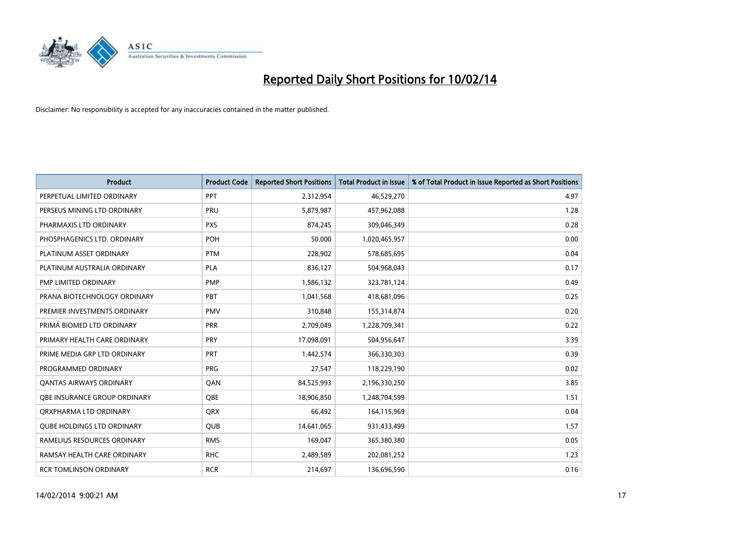# Reported Daily Short Positions for 10/02/14

Disclaimer: No responsibility is accepted for any inaccuracies contained in the matter published.

| Product | Product Code | Reported Short Positions | Total Product in Issue | % of Total Product in Issue Reported as Short Positions |
|---|---|---|---|---|
| PERPETUAL LIMITED ORDINARY | PPT | 2,312,954 | 46,529,270 | 4.97 |
| PERSEUS MINING LTD ORDINARY | PRU | 5,879,987 | 457,962,088 | 1.28 |
| PHARMAXIS LTD ORDINARY | PXS | 874,245 | 309,046,349 | 0.28 |
| PHOSPHAGENICS LTD. ORDINARY | POH | 50,000 | 1,020,465,957 | 0.00 |
| PLATINUM ASSET ORDINARY | PTM | 228,902 | 578,685,695 | 0.04 |
| PLATINUM AUSTRALIA ORDINARY | PLA | 836,127 | 504,968,043 | 0.17 |
| PMP LIMITED ORDINARY | PMP | 1,586,132 | 323,781,124 | 0.49 |
| PRANA BIOTECHNOLOGY ORDINARY | PBT | 1,041,568 | 418,681,096 | 0.25 |
| PREMIER INVESTMENTS ORDINARY | PMV | 310,848 | 155,314,874 | 0.20 |
| PRIMA BIOMED LTD ORDINARY | PRR | 2,709,049 | 1,228,709,341 | 0.22 |
| PRIMARY HEALTH CARE ORDINARY | PRY | 17,098,091 | 504,956,647 | 3.39 |
| PRIME MEDIA GRP LTD ORDINARY | PRT | 1,442,574 | 366,330,303 | 0.39 |
| PROGRAMMED ORDINARY | PRG | 27,547 | 118,229,190 | 0.02 |
| QANTAS AIRWAYS ORDINARY | QAN | 84,525,993 | 2,196,330,250 | 3.85 |
| QBE INSURANCE GROUP ORDINARY | QBE | 18,906,850 | 1,248,704,599 | 1.51 |
| QRXPHARMA LTD ORDINARY | QRX | 66,492 | 164,115,969 | 0.04 |
| QUBE HOLDINGS LTD ORDINARY | QUB | 14,641,065 | 931,433,499 | 1.57 |
| RAMELIUS RESOURCES ORDINARY | RMS | 169,047 | 365,380,380 | 0.05 |
| RAMSAY HEALTH CARE ORDINARY | RHC | 2,489,589 | 202,081,252 | 1.23 |
| RCR TOMLINSON ORDINARY | RCR | 214,697 | 136,696,590 | 0.16 |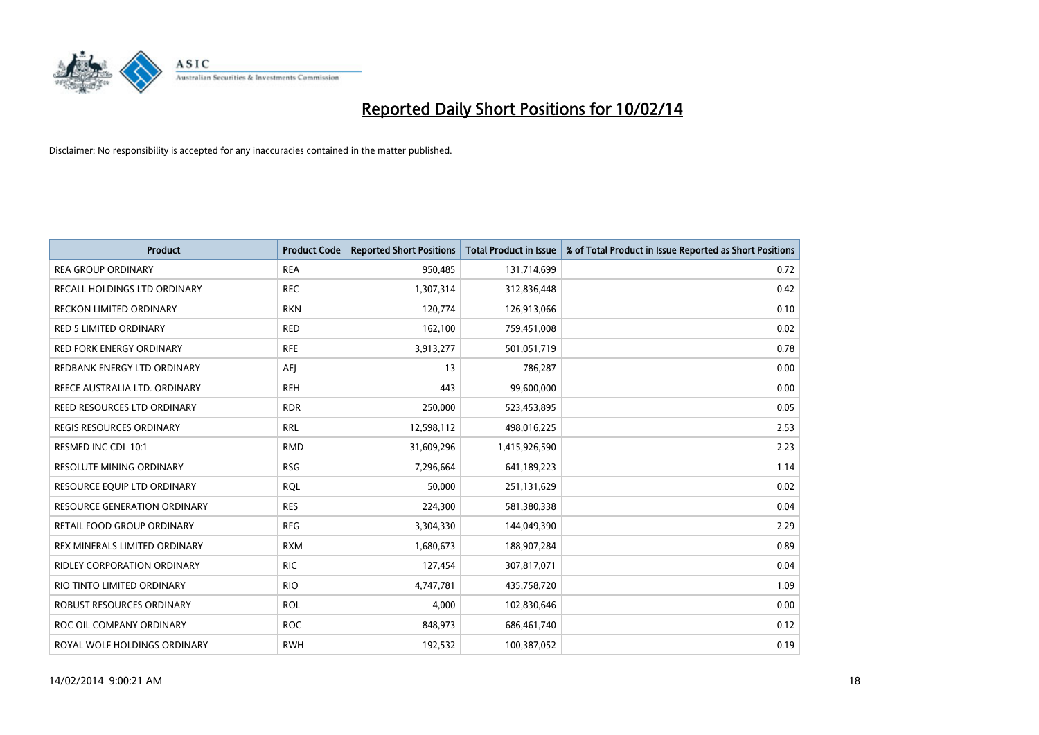# Reported Daily Short Positions for 10/02/14

Disclaimer: No responsibility is accepted for any inaccuracies contained in the matter published.

| Product | Product Code | Reported Short Positions | Total Product in Issue | % of Total Product in Issue Reported as Short Positions |
|---|---|---|---|---|
| REA GROUP ORDINARY | REA | 950,485 | 131,714,699 | 0.72 |
| RECALL HOLDINGS LTD ORDINARY | REC | 1,307,314 | 312,836,448 | 0.42 |
| RECKON LIMITED ORDINARY | RKN | 120,774 | 126,913,066 | 0.10 |
| RED 5 LIMITED ORDINARY | RED | 162,100 | 759,451,008 | 0.02 |
| RED FORK ENERGY ORDINARY | RFE | 3,913,277 | 501,051,719 | 0.78 |
| REDBANK ENERGY LTD ORDINARY | AEJ | 13 | 786,287 | 0.00 |
| REECE AUSTRALIA LTD. ORDINARY | REH | 443 | 99,600,000 | 0.00 |
| REED RESOURCES LTD ORDINARY | RDR | 250,000 | 523,453,895 | 0.05 |
| REGIS RESOURCES ORDINARY | RRL | 12,598,112 | 498,016,225 | 2.53 |
| RESMED INC CDI 10:1 | RMD | 31,609,296 | 1,415,926,590 | 2.23 |
| RESOLUTE MINING ORDINARY | RSG | 7,296,664 | 641,189,223 | 1.14 |
| RESOURCE EQUIP LTD ORDINARY | RQL | 50,000 | 251,131,629 | 0.02 |
| RESOURCE GENERATION ORDINARY | RES | 224,300 | 581,380,338 | 0.04 |
| RETAIL FOOD GROUP ORDINARY | RFG | 3,304,330 | 144,049,390 | 2.29 |
| REX MINERALS LIMITED ORDINARY | RXM | 1,680,673 | 188,907,284 | 0.89 |
| RIDLEY CORPORATION ORDINARY | RIC | 127,454 | 307,817,071 | 0.04 |
| RIO TINTO LIMITED ORDINARY | RIO | 4,747,781 | 435,758,720 | 1.09 |
| ROBUST RESOURCES ORDINARY | ROL | 4,000 | 102,830,646 | 0.00 |
| ROC OIL COMPANY ORDINARY | ROC | 848,973 | 686,461,740 | 0.12 |
| ROYAL WOLF HOLDINGS ORDINARY | RWH | 192,532 | 100,387,052 | 0.19 |

14/02/2014 9:00:21 AM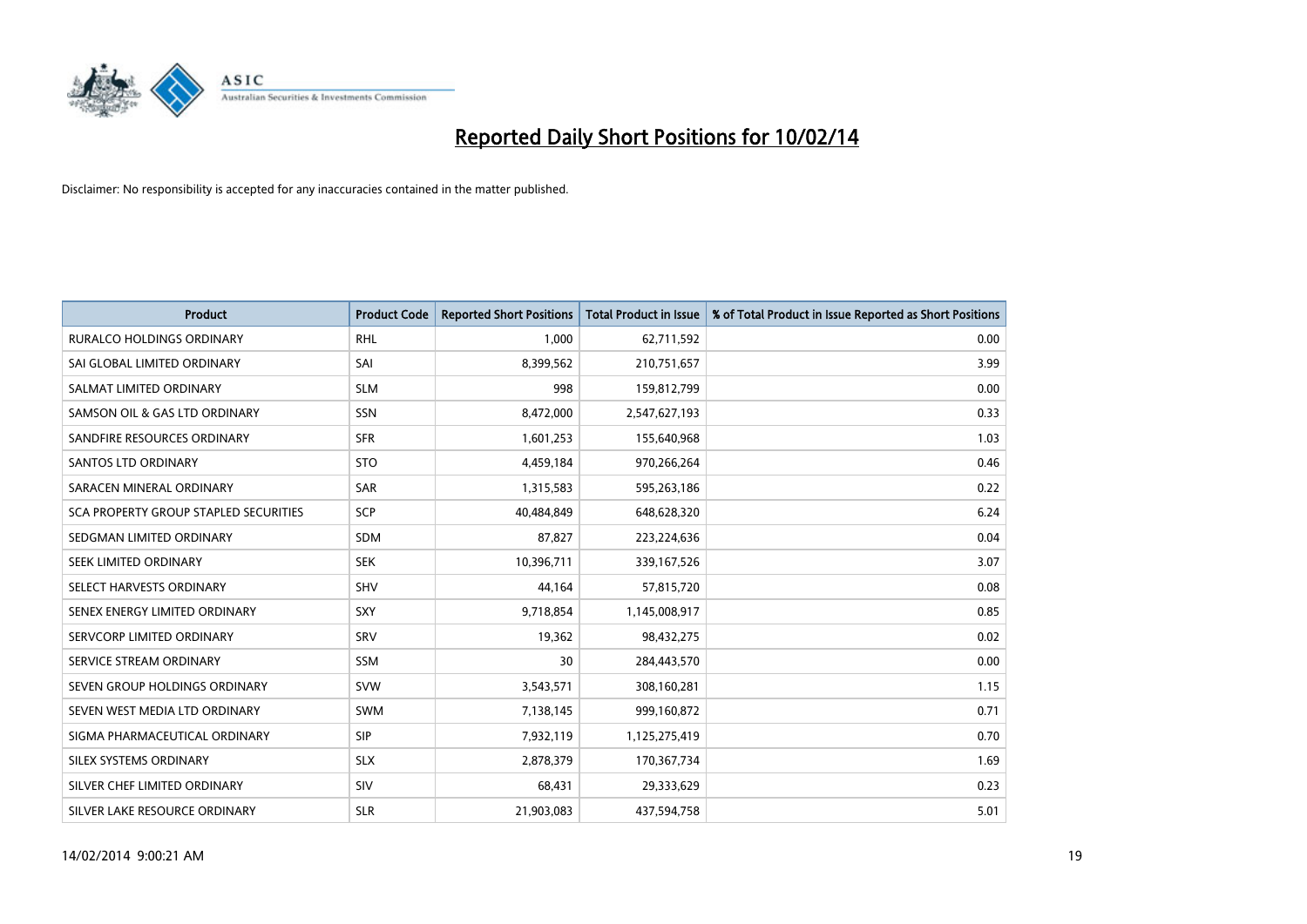# Reported Daily Short Positions for 10/02/14

Disclaimer: No responsibility is accepted for any inaccuracies contained in the matter published.

| Product | Product Code | Reported Short Positions | Total Product in Issue | % of Total Product in Issue Reported as Short Positions |
|---|---|---|---|---|
| RURALCO HOLDINGS ORDINARY | RHL | 1,000 | 62,711,592 | 0.00 |
| SAI GLOBAL LIMITED ORDINARY | SAI | 8,399,562 | 210,751,657 | 3.99 |
| SALMAT LIMITED ORDINARY | SLM | 998 | 159,812,799 | 0.00 |
| SAMSON OIL & GAS LTD ORDINARY | SSN | 8,472,000 | 2,547,627,193 | 0.33 |
| SANDFIRE RESOURCES ORDINARY | SFR | 1,601,253 | 155,640,968 | 1.03 |
| SANTOS LTD ORDINARY | STO | 4,459,184 | 970,266,264 | 0.46 |
| SARACEN MINERAL ORDINARY | SAR | 1,315,583 | 595,263,186 | 0.22 |
| SCA PROPERTY GROUP STAPLED SECURITIES | SCP | 40,484,849 | 648,628,320 | 6.24 |
| SEDGMAN LIMITED ORDINARY | SDM | 87,827 | 223,224,636 | 0.04 |
| SEEK LIMITED ORDINARY | SEK | 10,396,711 | 339,167,526 | 3.07 |
| SELECT HARVESTS ORDINARY | SHV | 44,164 | 57,815,720 | 0.08 |
| SENEX ENERGY LIMITED ORDINARY | SXY | 9,718,854 | 1,145,008,917 | 0.85 |
| SERVCORP LIMITED ORDINARY | SRV | 19,362 | 98,432,275 | 0.02 |
| SERVICE STREAM ORDINARY | SSM | 30 | 284,443,570 | 0.00 |
| SEVEN GROUP HOLDINGS ORDINARY | SVW | 3,543,571 | 308,160,281 | 1.15 |
| SEVEN WEST MEDIA LTD ORDINARY | SWM | 7,138,145 | 999,160,872 | 0.71 |
| SIGMA PHARMACEUTICAL ORDINARY | SIP | 7,932,119 | 1,125,275,419 | 0.70 |
| SILEX SYSTEMS ORDINARY | SLX | 2,878,379 | 170,367,734 | 1.69 |
| SILVER CHEF LIMITED ORDINARY | SIV | 68,431 | 29,333,629 | 0.23 |
| SILVER LAKE RESOURCE ORDINARY | SLR | 21,903,083 | 437,594,758 | 5.01 |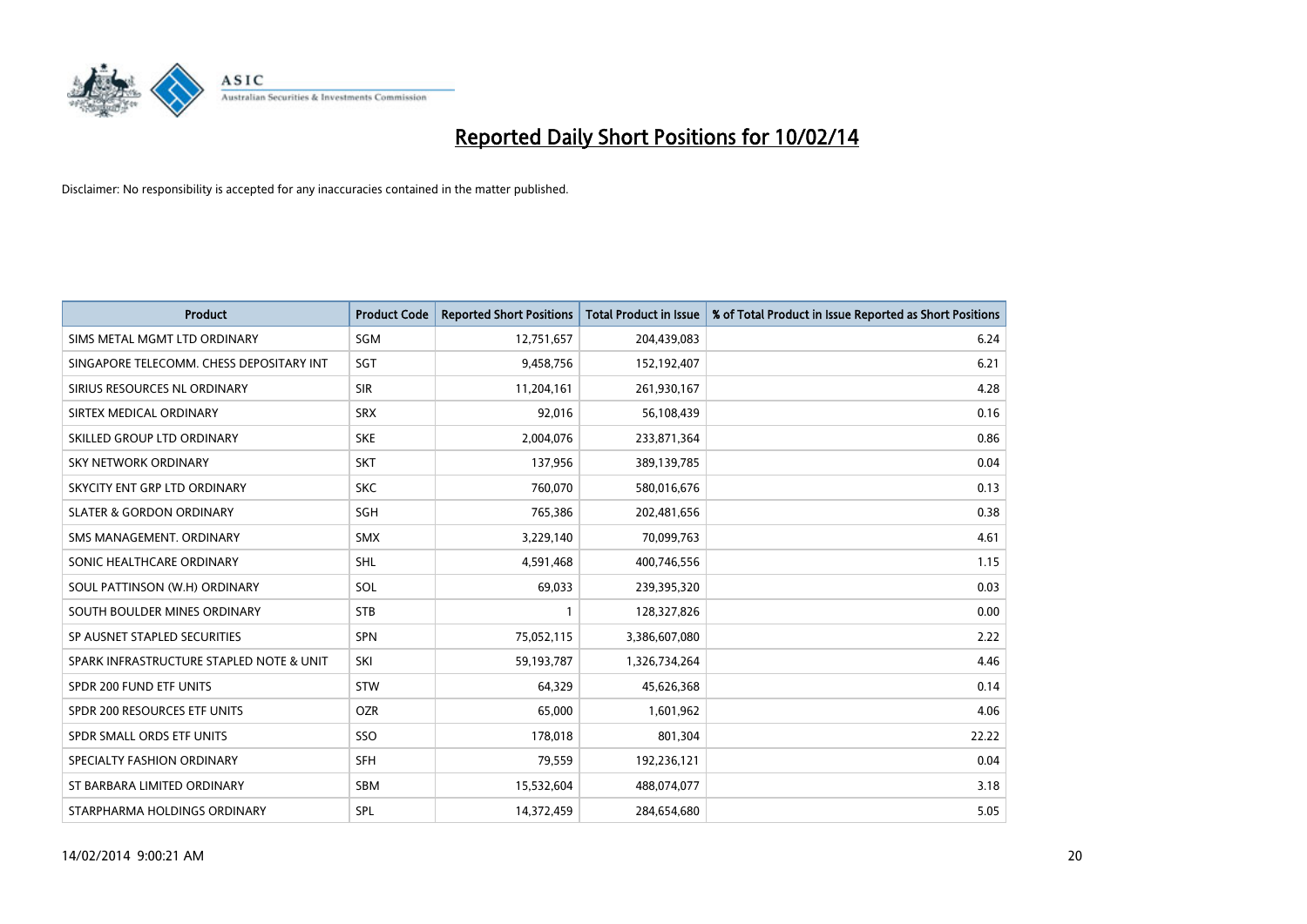# Reported Daily Short Positions for 10/02/14

Disclaimer: No responsibility is accepted for any inaccuracies contained in the matter published.

| Product | Product Code | Reported Short Positions | Total Product in Issue | % of Total Product in Issue Reported as Short Positions |
|---|---|---|---|---|
| SIMS METAL MGMT LTD ORDINARY | SGM | 12,751,657 | 204,439,083 | 6.24 |
| SINGAPORE TELECOMM. CHESS DEPOSITARY INT | SGT | 9,458,756 | 152,192,407 | 6.21 |
| SIRIUS RESOURCES NL ORDINARY | SIR | 11,204,161 | 261,930,167 | 4.28 |
| SIRTEX MEDICAL ORDINARY | SRX | 92,016 | 56,108,439 | 0.16 |
| SKILLED GROUP LTD ORDINARY | SKE | 2,004,076 | 233,871,364 | 0.86 |
| SKY NETWORK ORDINARY | SKT | 137,956 | 389,139,785 | 0.04 |
| SKYCITY ENT GRP LTD ORDINARY | SKC | 760,070 | 580,016,676 | 0.13 |
| SLATER & GORDON ORDINARY | SGH | 765,386 | 202,481,656 | 0.38 |
| SMS MANAGEMENT. ORDINARY | SMX | 3,229,140 | 70,099,763 | 4.61 |
| SONIC HEALTHCARE ORDINARY | SHL | 4,591,468 | 400,746,556 | 1.15 |
| SOUL PATTINSON (W.H) ORDINARY | SOL | 69,033 | 239,395,320 | 0.03 |
| SOUTH BOULDER MINES ORDINARY | STB | 1 | 128,327,826 | 0.00 |
| SP AUSNET STAPLED SECURITIES | SPN | 75,052,115 | 3,386,607,080 | 2.22 |
| SPARK INFRASTRUCTURE STAPLED NOTE & UNIT | SKI | 59,193,787 | 1,326,734,264 | 4.46 |
| SPDR 200 FUND ETF UNITS | STW | 64,329 | 45,626,368 | 0.14 |
| SPDR 200 RESOURCES ETF UNITS | OZR | 65,000 | 1,601,962 | 4.06 |
| SPDR SMALL ORDS ETF UNITS | SSO | 178,018 | 801,304 | 22.22 |
| SPECIALTY FASHION ORDINARY | SFH | 79,559 | 192,236,121 | 0.04 |
| ST BARBARA LIMITED ORDINARY | SBM | 15,532,604 | 488,074,077 | 3.18 |
| STARPHARMA HOLDINGS ORDINARY | SPL | 14,372,459 | 284,654,680 | 5.05 |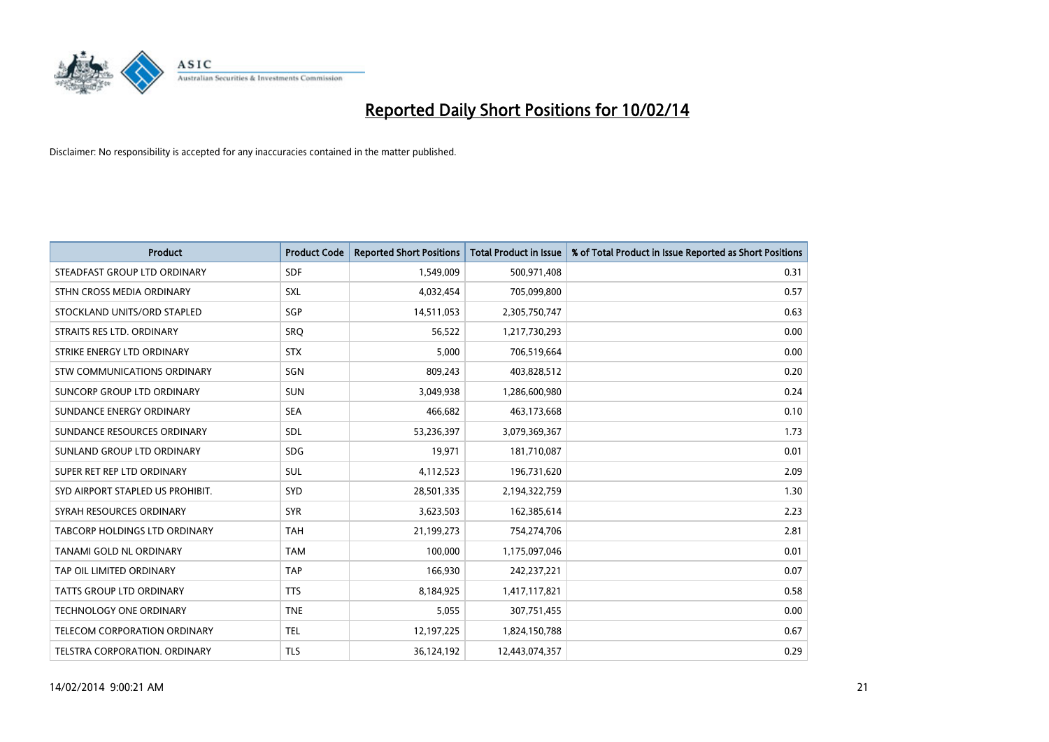# Reported Daily Short Positions for 10/02/14

Disclaimer: No responsibility is accepted for any inaccuracies contained in the matter published.

| Product | Product Code | Reported Short Positions | Total Product in Issue | % of Total Product in Issue Reported as Short Positions |
|---|---|---|---|---|
| STEADFAST GROUP LTD ORDINARY | SDF | 1,549,009 | 500,971,408 | 0.31 |
| STHN CROSS MEDIA ORDINARY | SXL | 4,032,454 | 705,099,800 | 0.57 |
| STOCKLAND UNITS/ORD STAPLED | SGP | 14,511,053 | 2,305,750,747 | 0.63 |
| STRAITS RES LTD. ORDINARY | SRQ | 56,522 | 1,217,730,293 | 0.00 |
| STRIKE ENERGY LTD ORDINARY | STX | 5,000 | 706,519,664 | 0.00 |
| STW COMMUNICATIONS ORDINARY | SGN | 809,243 | 403,828,512 | 0.20 |
| SUNCORP GROUP LTD ORDINARY | SUN | 3,049,938 | 1,286,600,980 | 0.24 |
| SUNDANCE ENERGY ORDINARY | SEA | 466,682 | 463,173,668 | 0.10 |
| SUNDANCE RESOURCES ORDINARY | SDL | 53,236,397 | 3,079,369,367 | 1.73 |
| SUNLAND GROUP LTD ORDINARY | SDG | 19,971 | 181,710,087 | 0.01 |
| SUPER RET REP LTD ORDINARY | SUL | 4,112,523 | 196,731,620 | 2.09 |
| SYD AIRPORT STAPLED US PROHIBIT. | SYD | 28,501,335 | 2,194,322,759 | 1.30 |
| SYRAH RESOURCES ORDINARY | SYR | 3,623,503 | 162,385,614 | 2.23 |
| TABCORP HOLDINGS LTD ORDINARY | TAH | 21,199,273 | 754,274,706 | 2.81 |
| TANAMI GOLD NL ORDINARY | TAM | 100,000 | 1,175,097,046 | 0.01 |
| TAP OIL LIMITED ORDINARY | TAP | 166,930 | 242,237,221 | 0.07 |
| TATTS GROUP LTD ORDINARY | TTS | 8,184,925 | 1,417,117,821 | 0.58 |
| TECHNOLOGY ONE ORDINARY | TNE | 5,055 | 307,751,455 | 0.00 |
| TELECOM CORPORATION ORDINARY | TEL | 12,197,225 | 1,824,150,788 | 0.67 |
| TELSTRA CORPORATION. ORDINARY | TLS | 36,124,192 | 12,443,074,357 | 0.29 |

14/02/2014 9:00:21 AM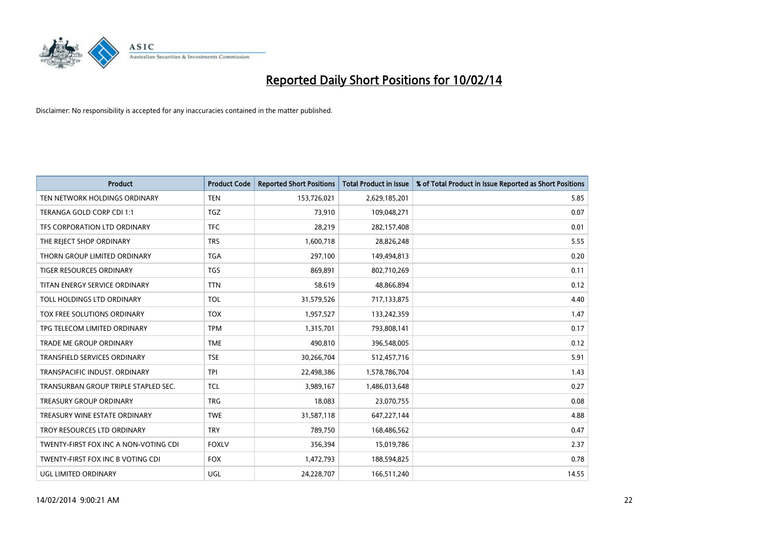# Reported Daily Short Positions for 10/02/14

Disclaimer: No responsibility is accepted for any inaccuracies contained in the matter published.

| Product | Product Code | Reported Short Positions | Total Product in Issue | % of Total Product in Issue Reported as Short Positions |
| --- | --- | --- | --- | --- |
| TEN NETWORK HOLDINGS ORDINARY | TEN | 153,726,021 | 2,629,185,201 | 5.85 |
| TERANGA GOLD CORP CDI 1:1 | TGZ | 73,910 | 109,048,271 | 0.07 |
| TFS CORPORATION LTD ORDINARY | TFC | 28,219 | 282,157,408 | 0.01 |
| THE REJECT SHOP ORDINARY | TRS | 1,600,718 | 28,826,248 | 5.55 |
| THORN GROUP LIMITED ORDINARY | TGA | 297,100 | 149,494,813 | 0.20 |
| TIGER RESOURCES ORDINARY | TGS | 869,891 | 802,710,269 | 0.11 |
| TITAN ENERGY SERVICE ORDINARY | TTN | 58,619 | 48,866,894 | 0.12 |
| TOLL HOLDINGS LTD ORDINARY | TOL | 31,579,526 | 717,133,875 | 4.40 |
| TOX FREE SOLUTIONS ORDINARY | TOX | 1,957,527 | 133,242,359 | 1.47 |
| TPG TELECOM LIMITED ORDINARY | TPM | 1,315,701 | 793,808,141 | 0.17 |
| TRADE ME GROUP ORDINARY | TME | 490,810 | 396,548,005 | 0.12 |
| TRANSFIELD SERVICES ORDINARY | TSE | 30,266,704 | 512,457,716 | 5.91 |
| TRANSPACIFIC INDUST. ORDINARY | TPI | 22,498,386 | 1,578,786,704 | 1.43 |
| TRANSURBAN GROUP TRIPLE STAPLED SEC. | TCL | 3,989,167 | 1,486,013,648 | 0.27 |
| TREASURY GROUP ORDINARY | TRG | 18,083 | 23,070,755 | 0.08 |
| TREASURY WINE ESTATE ORDINARY | TWE | 31,587,118 | 647,227,144 | 4.88 |
| TROY RESOURCES LTD ORDINARY | TRY | 789,750 | 168,486,562 | 0.47 |
| TWENTY-FIRST FOX INC A NON-VOTING CDI | FOXLV | 356,394 | 15,019,786 | 2.37 |
| TWENTY-FIRST FOX INC B VOTING CDI | FOX | 1,472,793 | 188,594,825 | 0.78 |
| UGL LIMITED ORDINARY | UGL | 24,228,707 | 166,511,240 | 14.55 |

14/02/2014 9:00:21 AM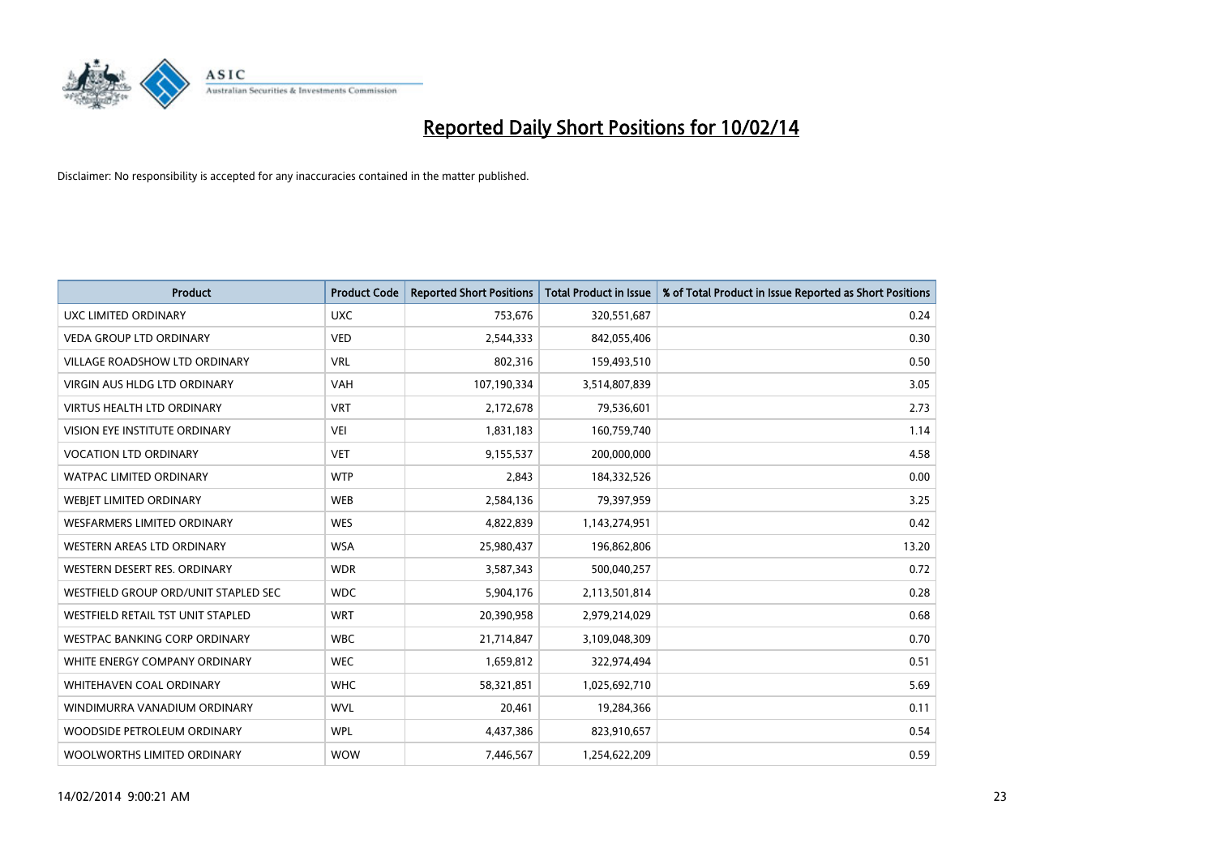# Reported Daily Short Positions for 10/02/14

Disclaimer: No responsibility is accepted for any inaccuracies contained in the matter published.

| Product | Product Code | Reported Short Positions | Total Product in Issue | % of Total Product in Issue Reported as Short Positions |
|---|---|---|---|---|
| UXC LIMITED ORDINARY | UXC | 753,676 | 320,551,687 | 0.24 |
| VEDA GROUP LTD ORDINARY | VED | 2,544,333 | 842,055,406 | 0.30 |
| VILLAGE ROADSHOW LTD ORDINARY | VRL | 802,316 | 159,493,510 | 0.50 |
| VIRGIN AUS HLDG LTD ORDINARY | VAH | 107,190,334 | 3,514,807,839 | 3.05 |
| VIRTUS HEALTH LTD ORDINARY | VRT | 2,172,678 | 79,536,601 | 2.73 |
| VISION EYE INSTITUTE ORDINARY | VEI | 1,831,183 | 160,759,740 | 1.14 |
| VOCATION LTD ORDINARY | VET | 9,155,537 | 200,000,000 | 4.58 |
| WATPAC LIMITED ORDINARY | WTP | 2,843 | 184,332,526 | 0.00 |
| WEBJET LIMITED ORDINARY | WEB | 2,584,136 | 79,397,959 | 3.25 |
| WESFARMERS LIMITED ORDINARY | WES | 4,822,839 | 1,143,274,951 | 0.42 |
| WESTERN AREAS LTD ORDINARY | WSA | 25,980,437 | 196,862,806 | 13.20 |
| WESTERN DESERT RES. ORDINARY | WDR | 3,587,343 | 500,040,257 | 0.72 |
| WESTFIELD GROUP ORD/UNIT STAPLED SEC | WDC | 5,904,176 | 2,113,501,814 | 0.28 |
| WESTFIELD RETAIL TST UNIT STAPLED | WRT | 20,390,958 | 2,979,214,029 | 0.68 |
| WESTPAC BANKING CORP ORDINARY | WBC | 21,714,847 | 3,109,048,309 | 0.70 |
| WHITE ENERGY COMPANY ORDINARY | WEC | 1,659,812 | 322,974,494 | 0.51 |
| WHITEHAVEN COAL ORDINARY | WHC | 58,321,851 | 1,025,692,710 | 5.69 |
| WINDIMURRA VANADIUM ORDINARY | WVL | 20,461 | 19,284,366 | 0.11 |
| WOODSIDE PETROLEUM ORDINARY | WPL | 4,437,386 | 823,910,657 | 0.54 |
| WOOLWORTHS LIMITED ORDINARY | WOW | 7,446,567 | 1,254,622,209 | 0.59 |

14/02/2014 9:00:21 AM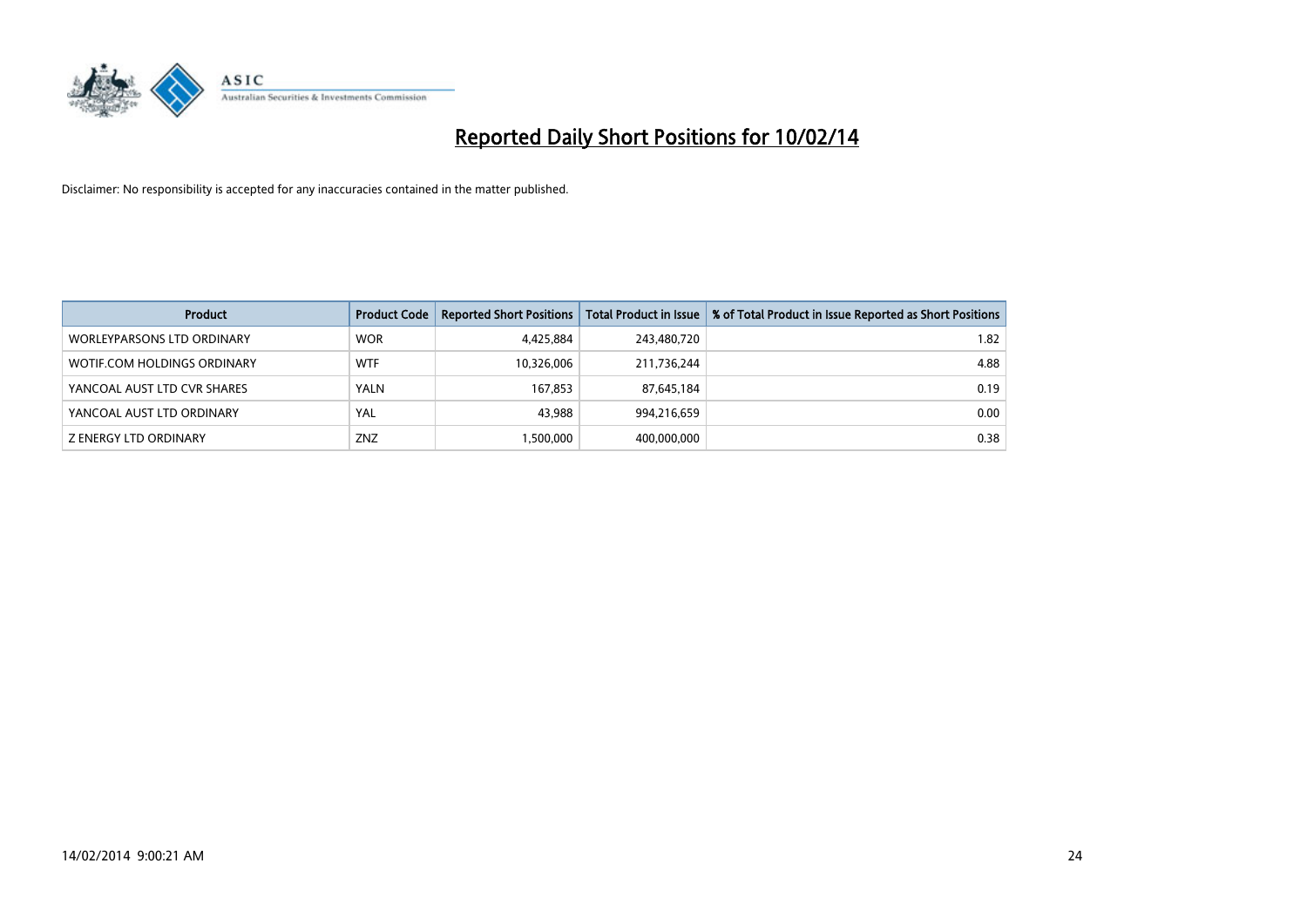# Reported Daily Short Positions for 10/02/14

Disclaimer: No responsibility is accepted for any inaccuracies contained in the matter published.

| Product | Product Code | Reported Short Positions | Total Product in Issue | % of Total Product in Issue Reported as Short Positions |
| --- | --- | --- | --- | --- |
| WORLEYPARSONS LTD ORDINARY | WOR | 4,425,884 | 243,480,720 | 1.82 |
| WOTIF.COM HOLDINGS ORDINARY | WTF | 10,326,006 | 211,736,244 | 4.88 |
| YANCOAL AUST LTD CVR SHARES | YALN | 167,853 | 87,645,184 | 0.19 |
| YANCOAL AUST LTD ORDINARY | YAL | 43,988 | 994,216,659 | 0.00 |
| Z ENERGY LTD ORDINARY | ZNZ | 1,500,000 | 400,000,000 | 0.38 |

14/02/2014 9:00:21 AM